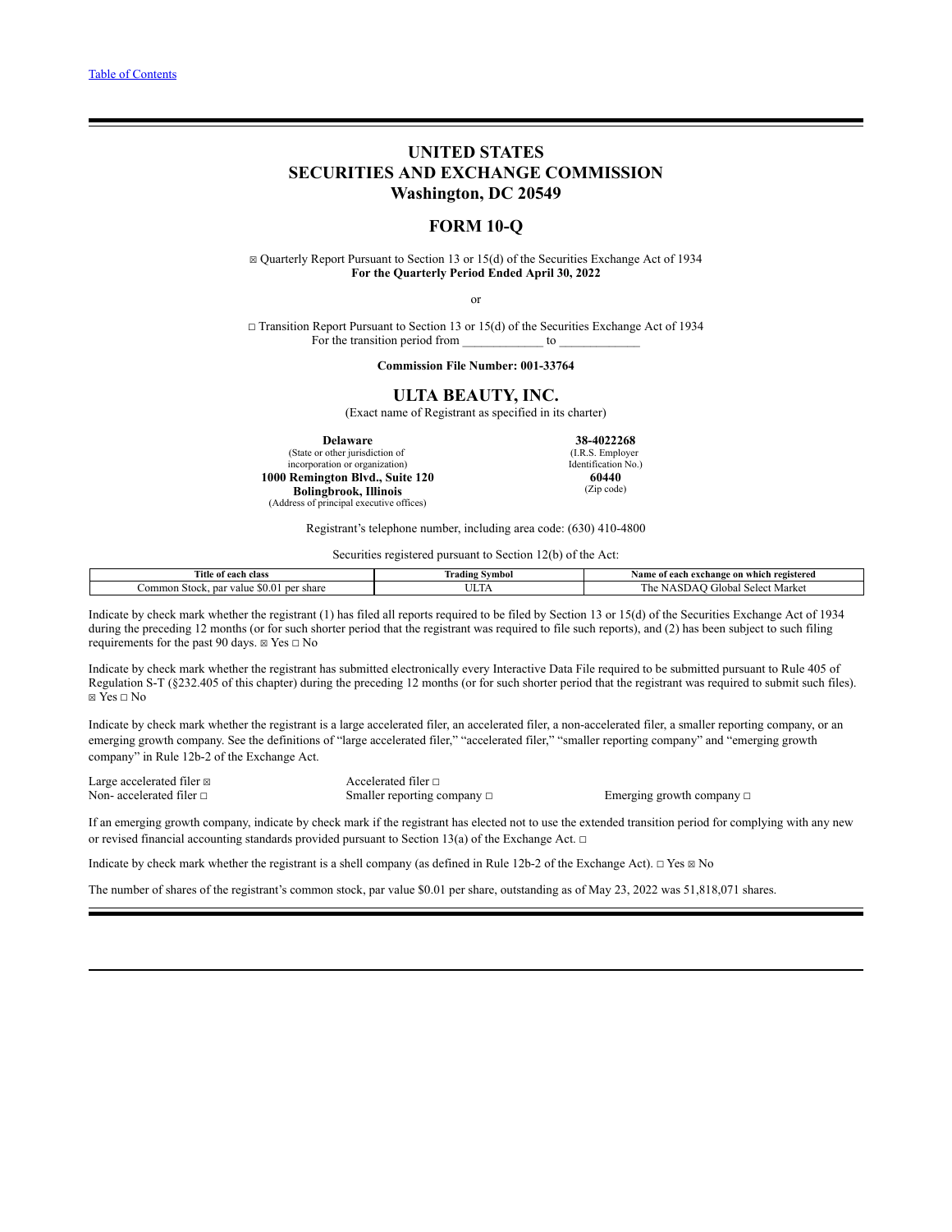[Table of Contents](#)

# UNITED STATES SECURITIES AND EXCHANGE COMMISSION

**Washington, DC 20549**

## FORM 10-Q

☒ Quarterly Report Pursuant to Section 13 or 15(d) of the Securities Exchange Act of 1934
**For the Quarterly Period Ended April 30, 2022**

or

☐ Transition Report Pursuant to Section 13 or 15(d) of the Securities Exchange Act of 1934
For the transition period from \_\_\_\_\_\_\_\_\_\_\_\_ to \_\_\_\_\_\_\_\_\_\_\_\_

**Commission File Number: 001-33764**

## ULTA BEAUTY, INC.

(Exact name of Registrant as specified in its charter)

| | |
|---|---|
| **Delaware**<br>(State or other jurisdiction of incorporation or organization) | **38-4022268**<br>(I.R.S. Employer Identification No.) |
| **1000 Remington Blvd., Suite 120**<br>**Bolingbrook, Illinois**<br>(Address of principal executive offices) | **60440**<br>(Zip code) |

Registrant's telephone number, including area code: (630) 410-4800

Securities registered pursuant to Section 12(b) of the Act:

| Title of each class | Trading Symbol | Name of each exchange on which registered |
|---|---|---|
| Common Stock, par value $0.01 per share | ULTA | The NASDAQ Global Select Market |

Indicate by check mark whether the registrant (1) has filed all reports required to be filed by Section 13 or 15(d) of the Securities Exchange Act of 1934 during the preceding 12 months (or for such shorter period that the registrant was required to file such reports), and (2) has been subject to such filing requirements for the past 90 days. ☒ Yes ☐ No

Indicate by check mark whether the registrant has submitted electronically every Interactive Data File required to be submitted pursuant to Rule 405 of Regulation S-T (§232.405 of this chapter) during the preceding 12 months (or for such shorter period that the registrant was required to submit such files). ☒ Yes ☐ No

Indicate by check mark whether the registrant is a large accelerated filer, an accelerated filer, a non-accelerated filer, a smaller reporting company, or an emerging growth company. See the definitions of "large accelerated filer," "accelerated filer," "smaller reporting company" and "emerging growth company" in Rule 12b-2 of the Exchange Act.

| | | |
|---|---|---|
| Large accelerated filer ☒ | Accelerated filer ☐ | |
| Non- accelerated filer ☐ | Smaller reporting company ☐ | Emerging growth company ☐ |

If an emerging growth company, indicate by check mark if the registrant has elected not to use the extended transition period for complying with any new or revised financial accounting standards provided pursuant to Section 13(a) of the Exchange Act. ☐

Indicate by check mark whether the registrant is a shell company (as defined in Rule 12b-2 of the Exchange Act). ☐ Yes ☒ No

The number of shares of the registrant's common stock, par value $0.01 per share, outstanding as of May 23, 2022 was 51,818,071 shares.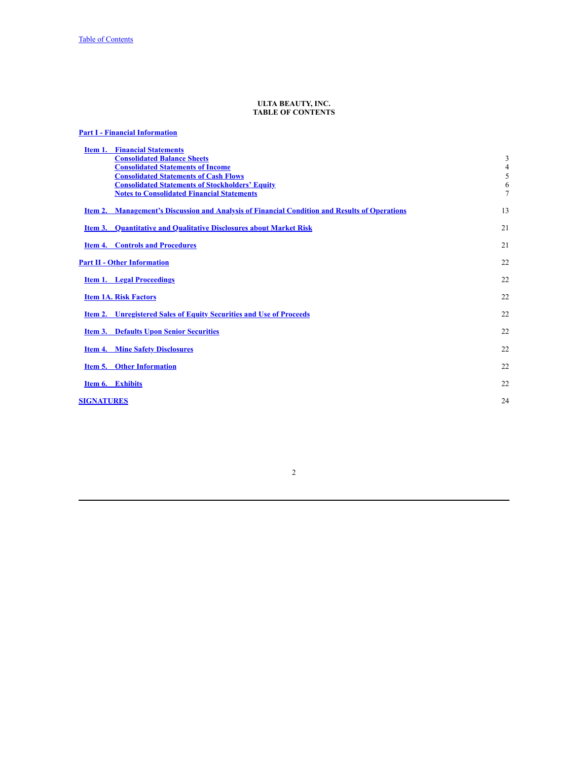# ULTA BEAUTY, INC.
## TABLE OF CONTENTS

| | |
|---|---|
| **Part I - Financial Information** | |
| **Item 1. Financial Statements** | |
| **Consolidated Balance Sheets** | 3 |
| **Consolidated Statements of Income** | 4 |
| **Consolidated Statements of Cash Flows** | 5 |
| **Consolidated Statements of Stockholders' Equity** | 6 |
| **Notes to Consolidated Financial Statements** | 7 |
| **Item 2. Management's Discussion and Analysis of Financial Condition and Results of Operations** | 13 |
| **Item 3. Quantitative and Qualitative Disclosures about Market Risk** | 21 |
| **Item 4. Controls and Procedures** | 21 |
| **Part II - Other Information** | 22 |
| **Item 1. Legal Proceedings** | 22 |
| **Item 1A. Risk Factors** | 22 |
| **Item 2. Unregistered Sales of Equity Securities and Use of Proceeds** | 22 |
| **Item 3. Defaults Upon Senior Securities** | 22 |
| **Item 4. Mine Safety Disclosures** | 22 |
| **Item 5. Other Information** | 22 |
| **Item 6. Exhibits** | 22 |
| **SIGNATURES** | 24 |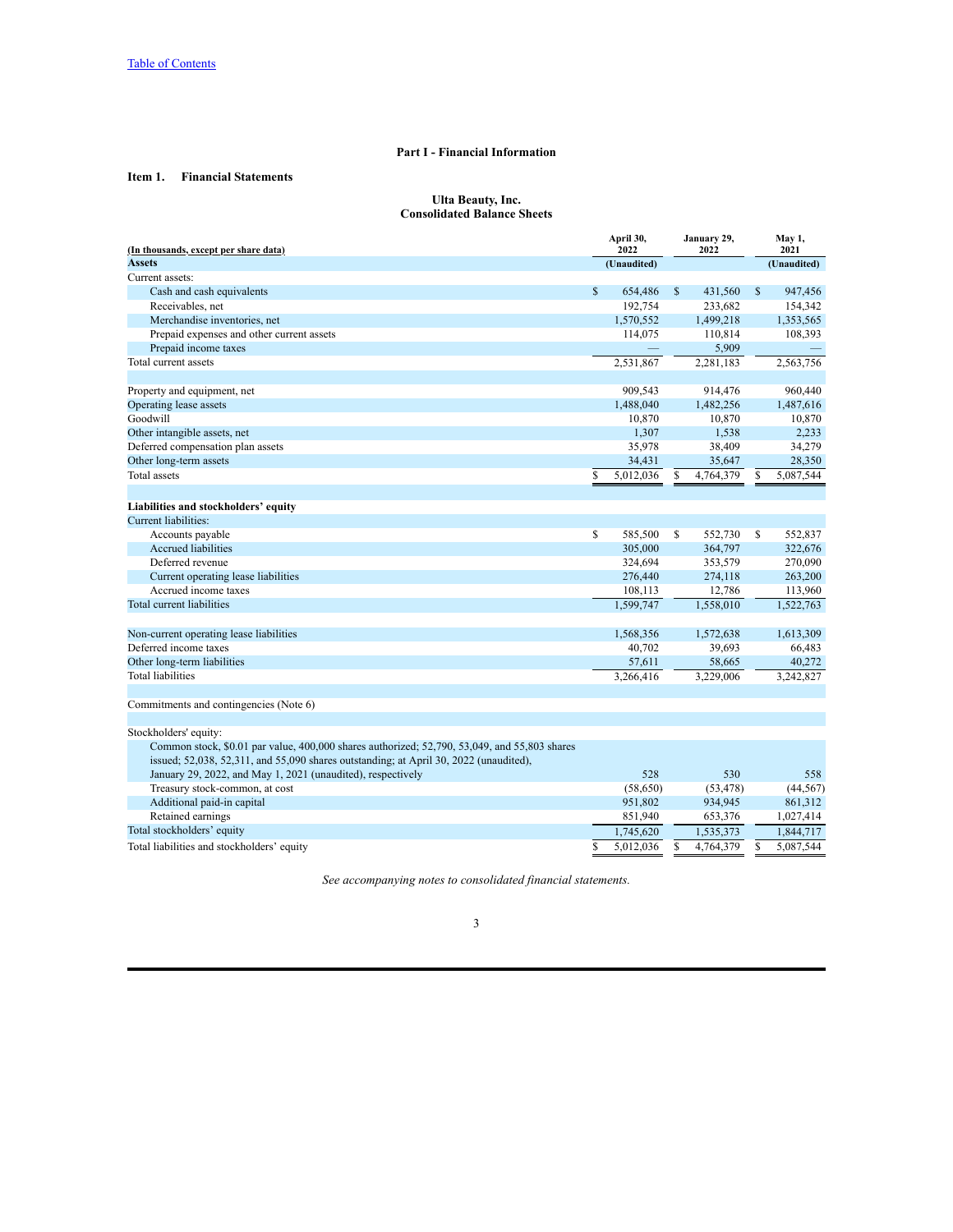[Table of Contents]

## Part I - Financial Information

### Item 1. Financial Statements

**Ulta Beauty, Inc.**
**Consolidated Balance Sheets**

| (In thousands, except per share data) | April 30, 2022 | January 29, 2022 | May 1, 2021 |
|---|---|---|---|
| **Assets** | (Unaudited) | | (Unaudited) |
| Current assets: | | | |
| Cash and cash equivalents | $ 654,486 | $ 431,560 | $ 947,456 |
| Receivables, net | 192,754 | 233,682 | 154,342 |
| Merchandise inventories, net | 1,570,552 | 1,499,218 | 1,353,565 |
| Prepaid expenses and other current assets | 114,075 | 110,814 | 108,393 |
| Prepaid income taxes | — | 5,909 | — |
| Total current assets | 2,531,867 | 2,281,183 | 2,563,756 |
| | | | |
| Property and equipment, net | 909,543 | 914,476 | 960,440 |
| Operating lease assets | 1,488,040 | 1,482,256 | 1,487,616 |
| Goodwill | 10,870 | 10,870 | 10,870 |
| Other intangible assets, net | 1,307 | 1,538 | 2,233 |
| Deferred compensation plan assets | 35,978 | 38,409 | 34,279 |
| Other long-term assets | 34,431 | 35,647 | 28,350 |
| Total assets | $ 5,012,036 | $ 4,764,379 | $ 5,087,544 |
| | | | |
| **Liabilities and stockholders' equity** | | | |
| Current liabilities: | | | |
| Accounts payable | $ 585,500 | $ 552,730 | $ 552,837 |
| Accrued liabilities | 305,000 | 364,797 | 322,676 |
| Deferred revenue | 324,694 | 353,579 | 270,090 |
| Current operating lease liabilities | 276,440 | 274,118 | 263,200 |
| Accrued income taxes | 108,113 | 12,786 | 113,960 |
| Total current liabilities | 1,599,747 | 1,558,010 | 1,522,763 |
| | | | |
| Non-current operating lease liabilities | 1,568,356 | 1,572,638 | 1,613,309 |
| Deferred income taxes | 40,702 | 39,693 | 66,483 |
| Other long-term liabilities | 57,611 | 58,665 | 40,272 |
| Total liabilities | 3,266,416 | 3,229,006 | 3,242,827 |
| | | | |
| Commitments and contingencies (Note 6) | | | |
| | | | |
| Stockholders' equity: | | | |
| Common stock, $0.01 par value, 400,000 shares authorized; 52,790, 53,049, and 55,803 shares issued; 52,038, 52,311, and 55,090 shares outstanding; at April 30, 2022 (unaudited), January 29, 2022, and May 1, 2021 (unaudited), respectively | 528 | 530 | 558 |
| Treasury stock-common, at cost | (58,650) | (53,478) | (44,567) |
| Additional paid-in capital | 951,802 | 934,945 | 861,312 |
| Retained earnings | 851,940 | 653,376 | 1,027,414 |
| Total stockholders' equity | 1,745,620 | 1,535,373 | 1,844,717 |
| Total liabilities and stockholders' equity | $ 5,012,036 | $ 4,764,379 | $ 5,087,544 |

*See accompanying notes to consolidated financial statements.*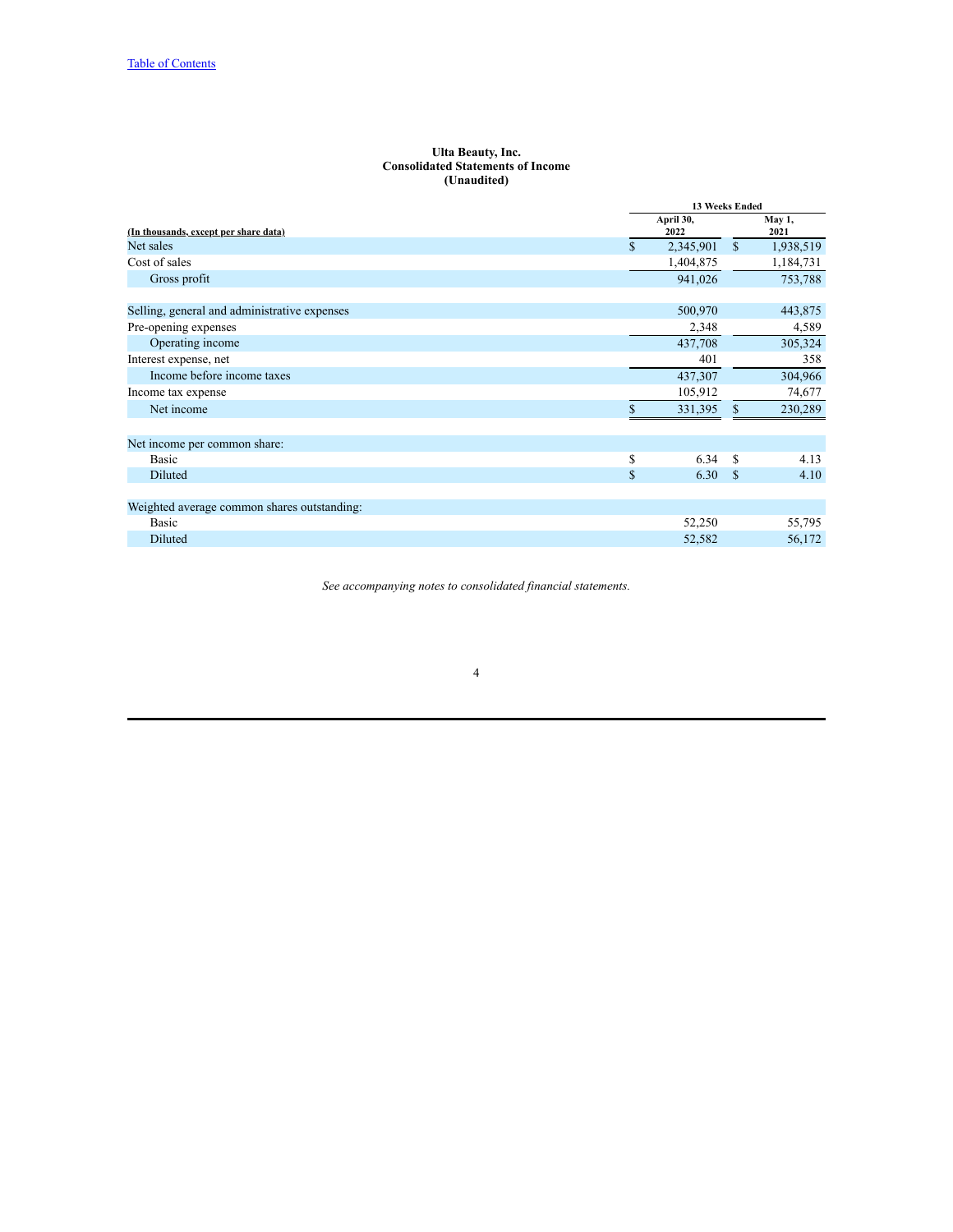Table of Contents

**Ulta Beauty, Inc.**
**Consolidated Statements of Income**
**(Unaudited)**

| (In thousands, except per share data) | 13 Weeks Ended April 30, 2022 | 13 Weeks Ended May 1, 2021 |
|---|---|---|
| Net sales | $ 2,345,901 | $ 1,938,519 |
| Cost of sales | 1,404,875 | 1,184,731 |
| Gross profit | 941,026 | 753,788 |
| | | |
| Selling, general and administrative expenses | 500,970 | 443,875 |
| Pre-opening expenses | 2,348 | 4,589 |
| Operating income | 437,708 | 305,324 |
| Interest expense, net | 401 | 358 |
| Income before income taxes | 437,307 | 304,966 |
| Income tax expense | 105,912 | 74,677 |
| Net income | $ 331,395 | $ 230,289 |
| | | |
| Net income per common share: | | |
| Basic | $ 6.34 | $ 4.13 |
| Diluted | $ 6.30 | $ 4.10 |
| | | |
| Weighted average common shares outstanding: | | |
| Basic | 52,250 | 55,795 |
| Diluted | 52,582 | 56,172 |

*See accompanying notes to consolidated financial statements.*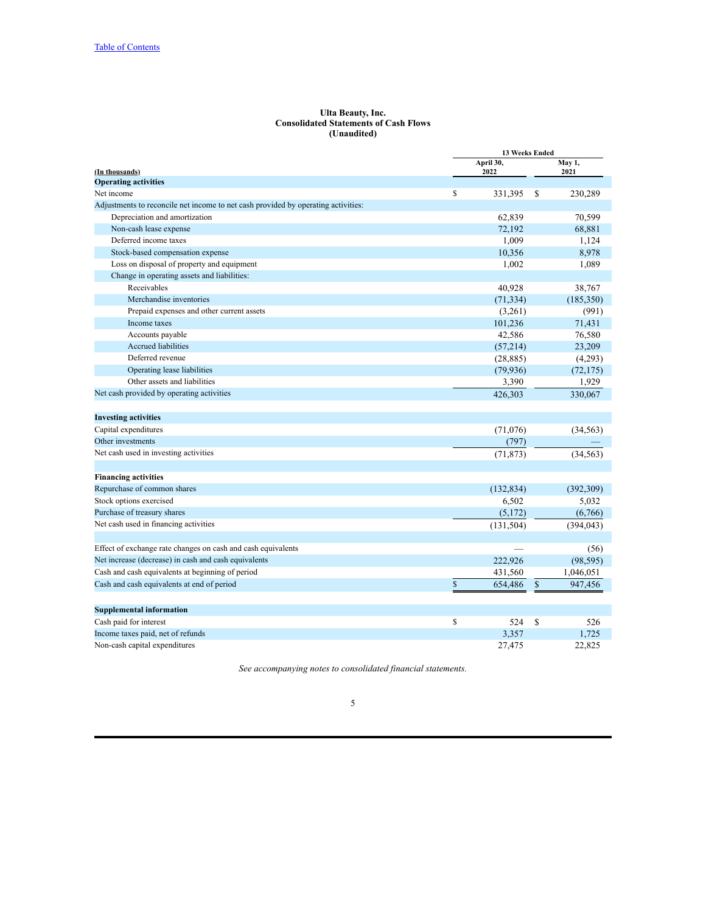[Table of Contents](#)

**Ulta Beauty, Inc.**
**Consolidated Statements of Cash Flows**
**(Unaudited)**

| (In thousands) | 13 Weeks Ended April 30, 2022 | 13 Weeks Ended May 1, 2021 |
|---|---|---|
| **Operating activities** | | |
| Net income | $ 331,395 | $ 230,289 |
| Adjustments to reconcile net income to net cash provided by operating activities: | | |
| Depreciation and amortization | 62,839 | 70,599 |
| Non-cash lease expense | 72,192 | 68,881 |
| Deferred income taxes | 1,009 | 1,124 |
| Stock-based compensation expense | 10,356 | 8,978 |
| Loss on disposal of property and equipment | 1,002 | 1,089 |
| Change in operating assets and liabilities: | | |
| Receivables | 40,928 | 38,767 |
| Merchandise inventories | (71,334) | (185,350) |
| Prepaid expenses and other current assets | (3,261) | (991) |
| Income taxes | 101,236 | 71,431 |
| Accounts payable | 42,586 | 76,580 |
| Accrued liabilities | (57,214) | 23,209 |
| Deferred revenue | (28,885) | (4,293) |
| Operating lease liabilities | (79,936) | (72,175) |
| Other assets and liabilities | 3,390 | 1,929 |
| Net cash provided by operating activities | 426,303 | 330,067 |
| **Investing activities** | | |
| Capital expenditures | (71,076) | (34,563) |
| Other investments | (797) | — |
| Net cash used in investing activities | (71,873) | (34,563) |
| **Financing activities** | | |
| Repurchase of common shares | (132,834) | (392,309) |
| Stock options exercised | 6,502 | 5,032 |
| Purchase of treasury shares | (5,172) | (6,766) |
| Net cash used in financing activities | (131,504) | (394,043) |
| Effect of exchange rate changes on cash and cash equivalents | — | (56) |
| Net increase (decrease) in cash and cash equivalents | 222,926 | (98,595) |
| Cash and cash equivalents at beginning of period | 431,560 | 1,046,051 |
| Cash and cash equivalents at end of period | $ 654,486 | $ 947,456 |
| **Supplemental information** | | |
| Cash paid for interest | $ 524 | $ 526 |
| Income taxes paid, net of refunds | 3,357 | 1,725 |
| Non-cash capital expenditures | 27,475 | 22,825 |

*See accompanying notes to consolidated financial statements.*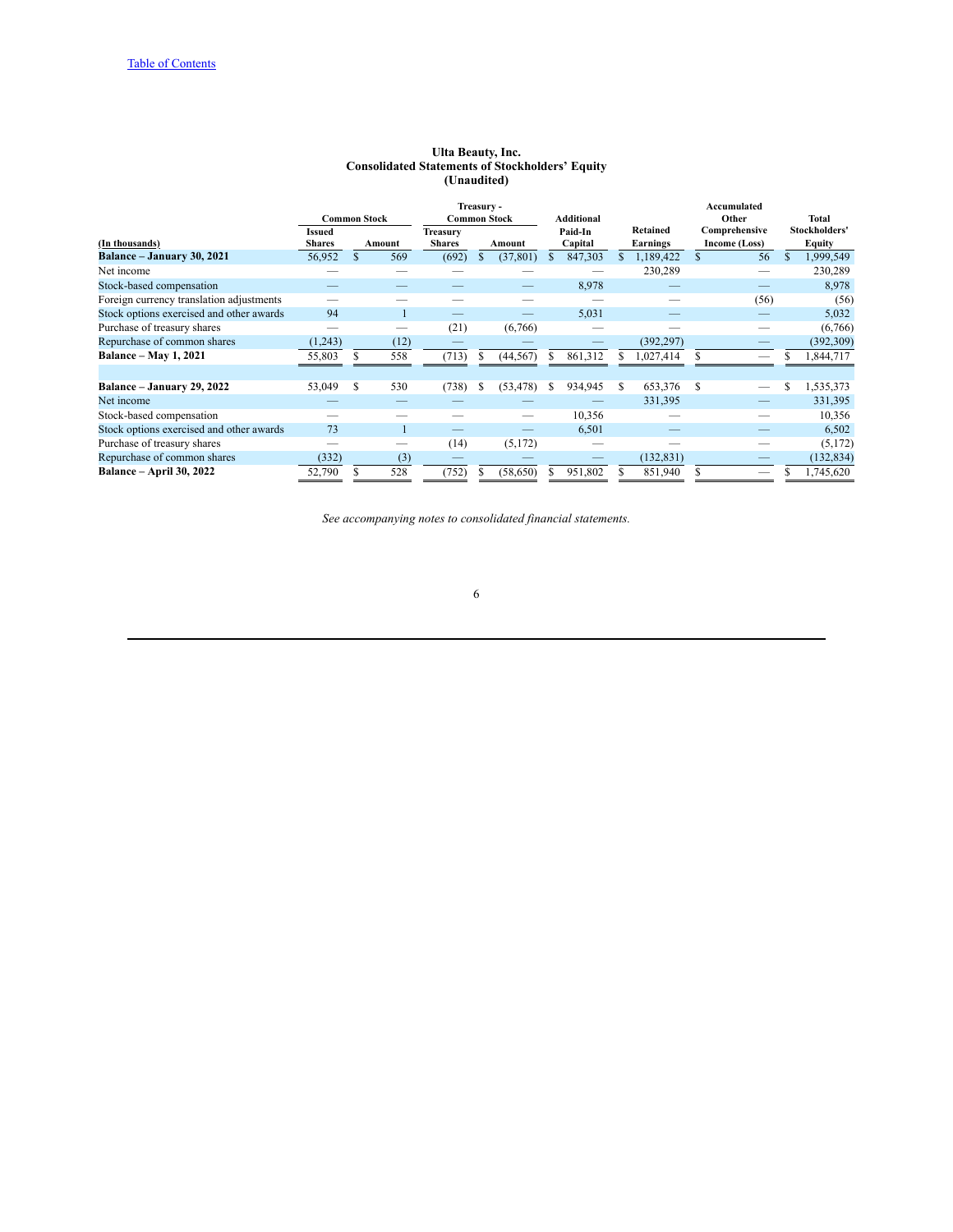Table of Contents

# Ulta Beauty, Inc.
## Consolidated Statements of Stockholders' Equity
## (Unaudited)

| (In thousands) | Common Stock | | Treasury - Common Stock | | Additional Paid-In Capital | Retained Earnings | Accumulated Other Comprehensive Income (Loss) | Total Stockholders' Equity |
|---|---|---|---|---|---|---|---|---|
| | Issued Shares | Amount | Treasury Shares | Amount | | | | |
| **Balance – January 30, 2021** | 56,952 | $ 569 | (692) | $ (37,801) | $ 847,303 | $ 1,189,422 | $ 56 | $ 1,999,549 |
| Net income | — | — | — | — | — | 230,289 | — | 230,289 |
| Stock-based compensation | — | — | — | — | 8,978 | — | — | 8,978 |
| Foreign currency translation adjustments | — | — | — | — | — | — | (56) | (56) |
| Stock options exercised and other awards | 94 | 1 | — | — | 5,031 | — | — | 5,032 |
| Purchase of treasury shares | — | — | (21) | (6,766) | — | — | — | (6,766) |
| Repurchase of common shares | (1,243) | (12) | — | — | — | (392,297) | — | (392,309) |
| **Balance – May 1, 2021** | 55,803 | $ 558 | (713) | $ (44,567) | $ 861,312 | $ 1,027,414 | $ — | $ 1,844,717 |
| | | | | | | | | |
| **Balance – January 29, 2022** | 53,049 | $ 530 | (738) | $ (53,478) | $ 934,945 | $ 653,376 | $ — | $ 1,535,373 |
| Net income | — | — | — | — | — | 331,395 | — | 331,395 |
| Stock-based compensation | — | — | — | — | 10,356 | — | — | 10,356 |
| Stock options exercised and other awards | 73 | 1 | — | — | 6,501 | — | — | 6,502 |
| Purchase of treasury shares | — | — | (14) | (5,172) | — | — | — | (5,172) |
| Repurchase of common shares | (332) | (3) | — | — | — | (132,831) | — | (132,834) |
| **Balance – April 30, 2022** | 52,790 | $ 528 | (752) | $ (58,650) | $ 951,802 | $ 851,940 | $ — | $ 1,745,620 |

*See accompanying notes to consolidated financial statements.*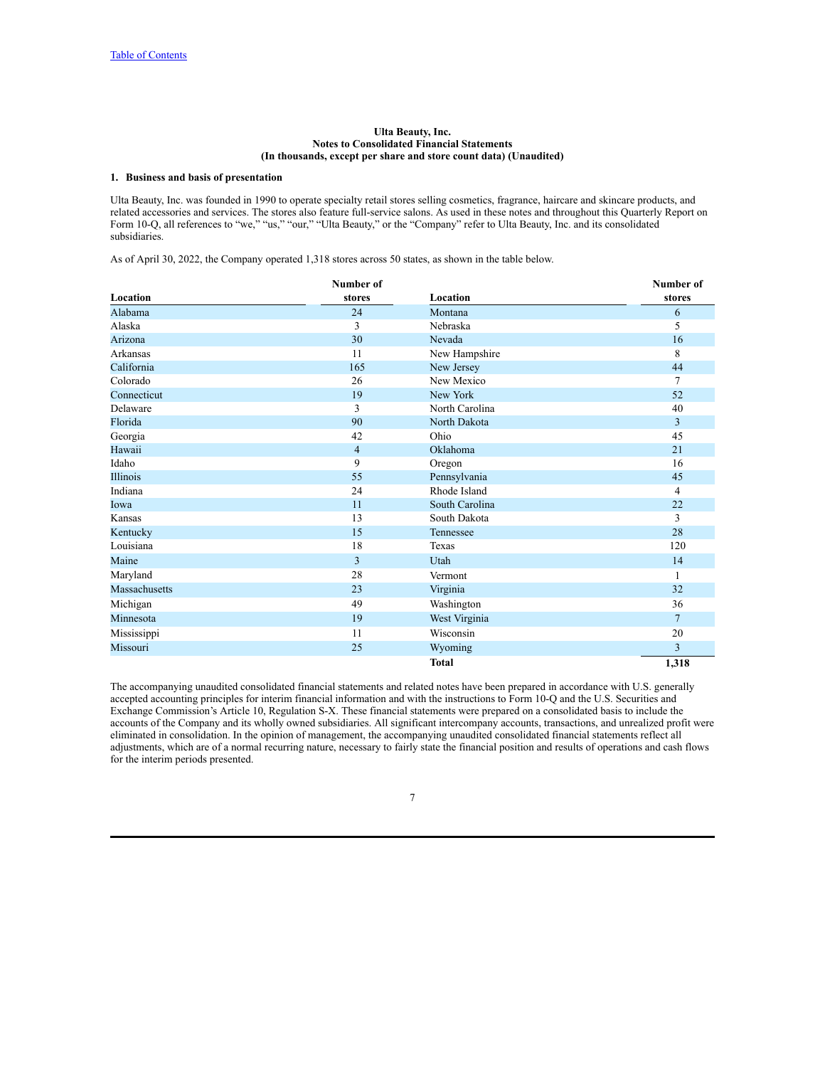Ulta Beauty, Inc.
Notes to Consolidated Financial Statements
(In thousands, except per share and store count data) (Unaudited)

**1. Business and basis of presentation**

Ulta Beauty, Inc. was founded in 1990 to operate specialty retail stores selling cosmetics, fragrance, haircare and skincare products, and related accessories and services. The stores also feature full-service salons. As used in these notes and throughout this Quarterly Report on Form 10-Q, all references to "we," "us," "our," "Ulta Beauty," or the "Company" refer to Ulta Beauty, Inc. and its consolidated subsidiaries.

As of April 30, 2022, the Company operated 1,318 stores across 50 states, as shown in the table below.

| Location | Number of stores | Location | Number of stores |
|---|---|---|---|
| Alabama | 24 | Montana | 6 |
| Alaska | 3 | Nebraska | 5 |
| Arizona | 30 | Nevada | 16 |
| Arkansas | 11 | New Hampshire | 8 |
| California | 165 | New Jersey | 44 |
| Colorado | 26 | New Mexico | 7 |
| Connecticut | 19 | New York | 52 |
| Delaware | 3 | North Carolina | 40 |
| Florida | 90 | North Dakota | 3 |
| Georgia | 42 | Ohio | 45 |
| Hawaii | 4 | Oklahoma | 21 |
| Idaho | 9 | Oregon | 16 |
| Illinois | 55 | Pennsylvania | 45 |
| Indiana | 24 | Rhode Island | 4 |
| Iowa | 11 | South Carolina | 22 |
| Kansas | 13 | South Dakota | 3 |
| Kentucky | 15 | Tennessee | 28 |
| Louisiana | 18 | Texas | 120 |
| Maine | 3 | Utah | 14 |
| Maryland | 28 | Vermont | 1 |
| Massachusetts | 23 | Virginia | 32 |
| Michigan | 49 | Washington | 36 |
| Minnesota | 19 | West Virginia | 7 |
| Mississippi | 11 | Wisconsin | 20 |
| Missouri | 25 | Wyoming | 3 |
| | | **Total** | **1,318** |

The accompanying unaudited consolidated financial statements and related notes have been prepared in accordance with U.S. generally accepted accounting principles for interim financial information and with the instructions to Form 10-Q and the U.S. Securities and Exchange Commission's Article 10, Regulation S-X. These financial statements were prepared on a consolidated basis to include the accounts of the Company and its wholly owned subsidiaries. All significant intercompany accounts, transactions, and unrealized profit were eliminated in consolidation. In the opinion of management, the accompanying unaudited consolidated financial statements reflect all adjustments, which are of a normal recurring nature, necessary to fairly state the financial position and results of operations and cash flows for the interim periods presented.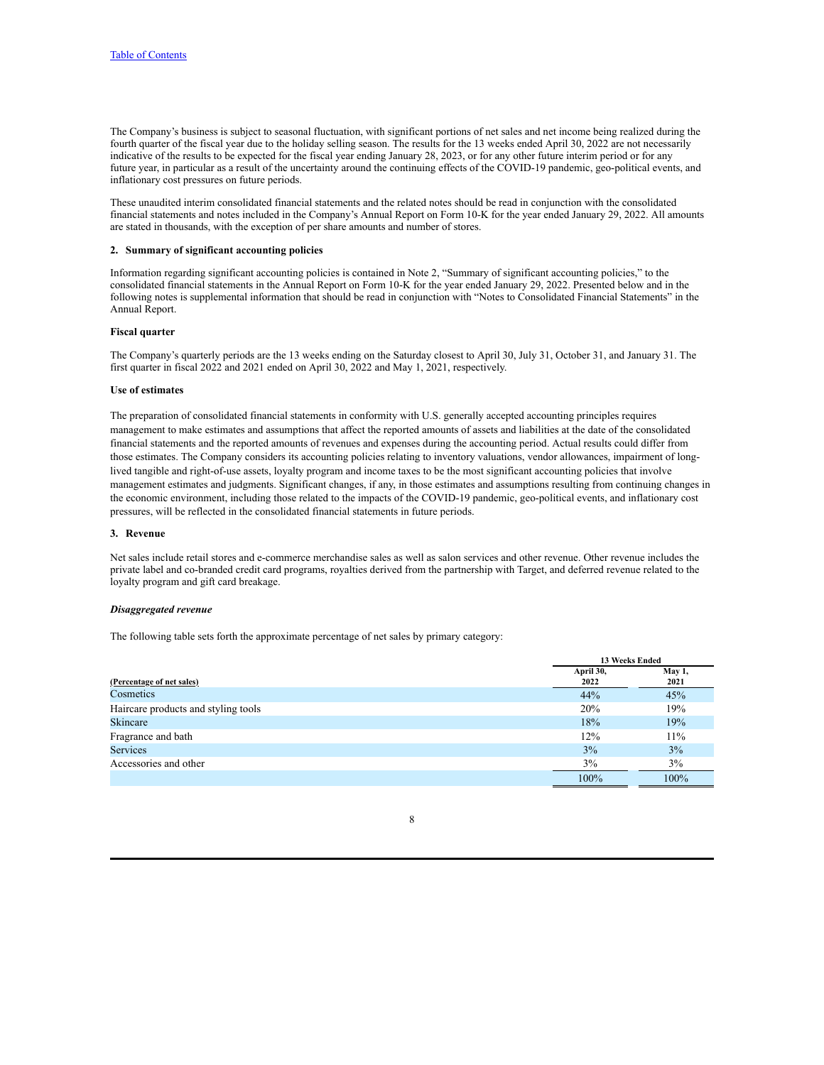The Company's business is subject to seasonal fluctuation, with significant portions of net sales and net income being realized during the fourth quarter of the fiscal year due to the holiday selling season. The results for the 13 weeks ended April 30, 2022 are not necessarily indicative of the results to be expected for the fiscal year ending January 28, 2023, or for any other future interim period or for any future year, in particular as a result of the uncertainty around the continuing effects of the COVID-19 pandemic, geo-political events, and inflationary cost pressures on future periods.

These unaudited interim consolidated financial statements and the related notes should be read in conjunction with the consolidated financial statements and notes included in the Company's Annual Report on Form 10-K for the year ended January 29, 2022. All amounts are stated in thousands, with the exception of per share amounts and number of stores.

## 2. Summary of significant accounting policies

Information regarding significant accounting policies is contained in Note 2, "Summary of significant accounting policies," to the consolidated financial statements in the Annual Report on Form 10-K for the year ended January 29, 2022. Presented below and in the following notes is supplemental information that should be read in conjunction with "Notes to Consolidated Financial Statements" in the Annual Report.

**Fiscal quarter**

The Company's quarterly periods are the 13 weeks ending on the Saturday closest to April 30, July 31, October 31, and January 31. The first quarter in fiscal 2022 and 2021 ended on April 30, 2022 and May 1, 2021, respectively.

**Use of estimates**

The preparation of consolidated financial statements in conformity with U.S. generally accepted accounting principles requires management to make estimates and assumptions that affect the reported amounts of assets and liabilities at the date of the consolidated financial statements and the reported amounts of revenues and expenses during the accounting period. Actual results could differ from those estimates. The Company considers its accounting policies relating to inventory valuations, vendor allowances, impairment of long-lived tangible and right-of-use assets, loyalty program and income taxes to be the most significant accounting policies that involve management estimates and judgments. Significant changes, if any, in those estimates and assumptions resulting from continuing changes in the economic environment, including those related to the impacts of the COVID-19 pandemic, geo-political events, and inflationary cost pressures, will be reflected in the consolidated financial statements in future periods.

## 3. Revenue

Net sales include retail stores and e-commerce merchandise sales as well as salon services and other revenue. Other revenue includes the private label and co-branded credit card programs, royalties derived from the partnership with Target, and deferred revenue related to the loyalty program and gift card breakage.

***Disaggregated revenue***

The following table sets forth the approximate percentage of net sales by primary category:

| | 13 Weeks Ended | |
|---|---|---|
| (Percentage of net sales) | April 30, 2022 | May 1, 2021 |
| Cosmetics | 44% | 45% |
| Haircare products and styling tools | 20% | 19% |
| Skincare | 18% | 19% |
| Fragrance and bath | 12% | 11% |
| Services | 3% | 3% |
| Accessories and other | 3% | 3% |
| | 100% | 100% |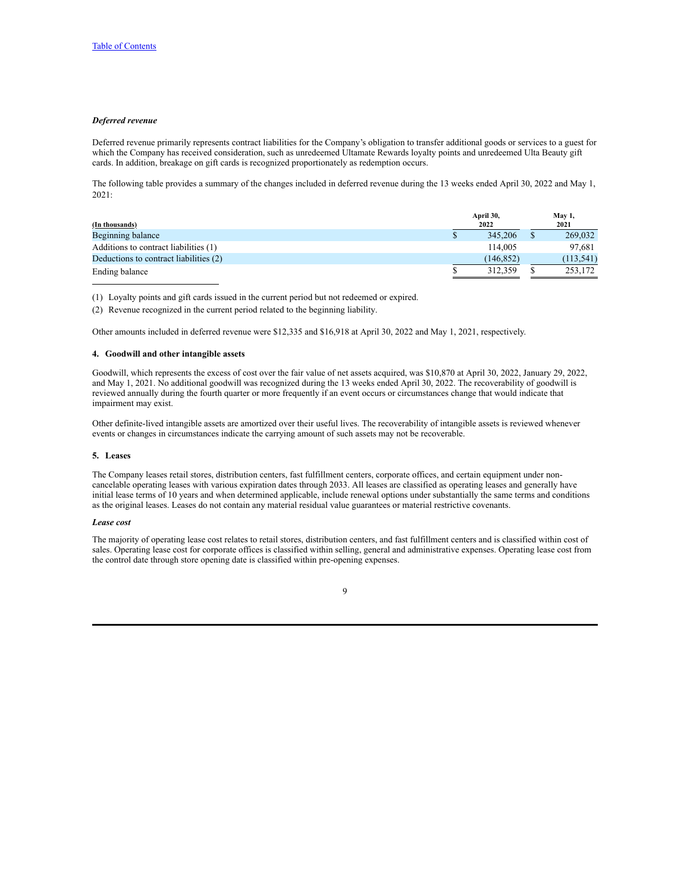*Deferred revenue*

Deferred revenue primarily represents contract liabilities for the Company's obligation to transfer additional goods or services to a guest for which the Company has received consideration, such as unredeemed Ultamate Rewards loyalty points and unredeemed Ulta Beauty gift cards. In addition, breakage on gift cards is recognized proportionately as redemption occurs.

The following table provides a summary of the changes included in deferred revenue during the 13 weeks ended April 30, 2022 and May 1, 2021:

| (In thousands) | April 30, 2022 | May 1, 2021 |
|---|---|---|
| Beginning balance | $ 345,206 | $ 269,032 |
| Additions to contract liabilities (1) | 114,005 | 97,681 |
| Deductions to contract liabilities (2) | (146,852) | (113,541) |
| Ending balance | $ 312,359 | $ 253,172 |

(1) Loyalty points and gift cards issued in the current period but not redeemed or expired.

(2) Revenue recognized in the current period related to the beginning liability.

Other amounts included in deferred revenue were $12,335 and $16,918 at April 30, 2022 and May 1, 2021, respectively.

#### 4. Goodwill and other intangible assets

Goodwill, which represents the excess of cost over the fair value of net assets acquired, was $10,870 at April 30, 2022, January 29, 2022, and May 1, 2021. No additional goodwill was recognized during the 13 weeks ended April 30, 2022. The recoverability of goodwill is reviewed annually during the fourth quarter or more frequently if an event occurs or circumstances change that would indicate that impairment may exist.

Other definite-lived intangible assets are amortized over their useful lives. The recoverability of intangible assets is reviewed whenever events or changes in circumstances indicate the carrying amount of such assets may not be recoverable.

#### 5. Leases

The Company leases retail stores, distribution centers, fast fulfillment centers, corporate offices, and certain equipment under non-cancelable operating leases with various expiration dates through 2033. All leases are classified as operating leases and generally have initial lease terms of 10 years and when determined applicable, include renewal options under substantially the same terms and conditions as the original leases. Leases do not contain any material residual value guarantees or material restrictive covenants.

*Lease cost*

The majority of operating lease cost relates to retail stores, distribution centers, and fast fulfillment centers and is classified within cost of sales. Operating lease cost for corporate offices is classified within selling, general and administrative expenses. Operating lease cost from the control date through store opening date is classified within pre-opening expenses.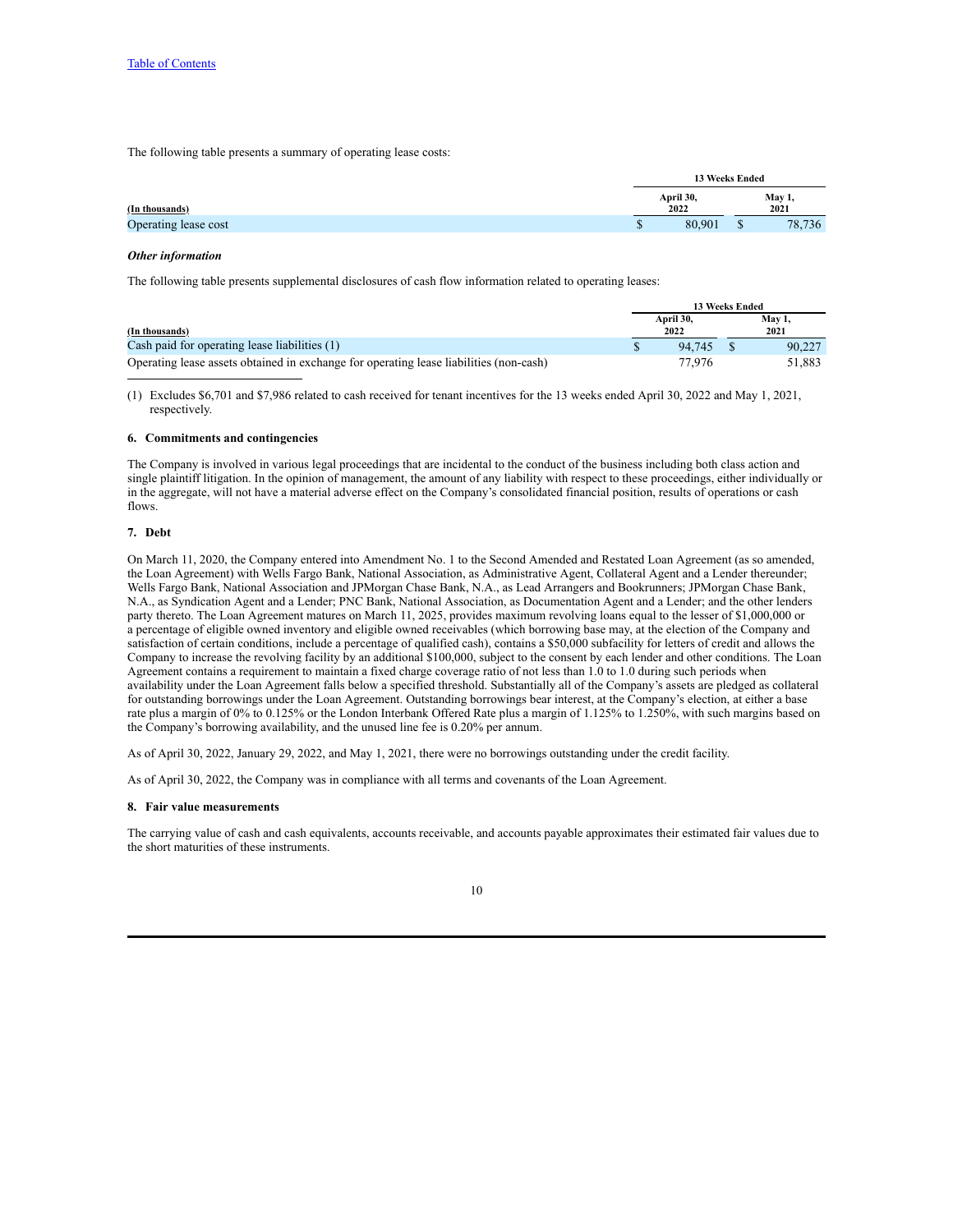[Table of Contents](#)

The following table presents a summary of operating lease costs:

| (In thousands) | 13 Weeks Ended | |
|---|---|---|
| | April 30, 2022 | May 1, 2021 |
| Operating lease cost | $ 80,901 | $ 78,736 |

***Other information***

The following table presents supplemental disclosures of cash flow information related to operating leases:

| (In thousands) | 13 Weeks Ended | |
|---|---|---|
| | April 30, 2022 | May 1, 2021 |
| Cash paid for operating lease liabilities (1) | $ 94,745 | $ 90,227 |
| Operating lease assets obtained in exchange for operating lease liabilities (non-cash) | 77,976 | 51,883 |

(1) Excludes $6,701 and $7,986 related to cash received for tenant incentives for the 13 weeks ended April 30, 2022 and May 1, 2021, respectively.

**6. Commitments and contingencies**

The Company is involved in various legal proceedings that are incidental to the conduct of the business including both class action and single plaintiff litigation. In the opinion of management, the amount of any liability with respect to these proceedings, either individually or in the aggregate, will not have a material adverse effect on the Company's consolidated financial position, results of operations or cash flows.

**7. Debt**

On March 11, 2020, the Company entered into Amendment No. 1 to the Second Amended and Restated Loan Agreement (as so amended, the Loan Agreement) with Wells Fargo Bank, National Association, as Administrative Agent, Collateral Agent and a Lender thereunder; Wells Fargo Bank, National Association and JPMorgan Chase Bank, N.A., as Lead Arrangers and Bookrunners; JPMorgan Chase Bank, N.A., as Syndication Agent and a Lender; PNC Bank, National Association, as Documentation Agent and a Lender; and the other lenders party thereto. The Loan Agreement matures on March 11, 2025, provides maximum revolving loans equal to the lesser of $1,000,000 or a percentage of eligible owned inventory and eligible owned receivables (which borrowing base may, at the election of the Company and satisfaction of certain conditions, include a percentage of qualified cash), contains a $50,000 subfacility for letters of credit and allows the Company to increase the revolving facility by an additional $100,000, subject to the consent by each lender and other conditions. The Loan Agreement contains a requirement to maintain a fixed charge coverage ratio of not less than 1.0 to 1.0 during such periods when availability under the Loan Agreement falls below a specified threshold. Substantially all of the Company's assets are pledged as collateral for outstanding borrowings under the Loan Agreement. Outstanding borrowings bear interest, at the Company's election, at either a base rate plus a margin of 0% to 0.125% or the London Interbank Offered Rate plus a margin of 1.125% to 1.250%, with such margins based on the Company's borrowing availability, and the unused line fee is 0.20% per annum.

As of April 30, 2022, January 29, 2022, and May 1, 2021, there were no borrowings outstanding under the credit facility.

As of April 30, 2022, the Company was in compliance with all terms and covenants of the Loan Agreement.

**8. Fair value measurements**

The carrying value of cash and cash equivalents, accounts receivable, and accounts payable approximates their estimated fair values due to the short maturities of these instruments.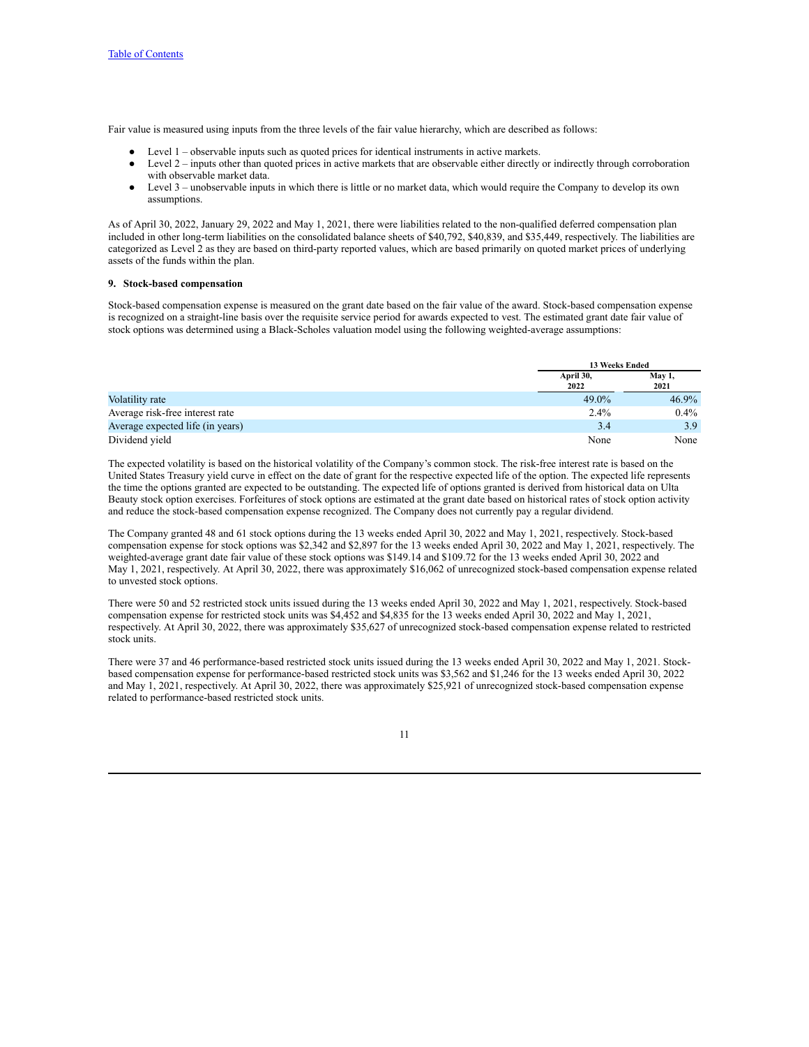Fair value is measured using inputs from the three levels of the fair value hierarchy, which are described as follows:

- Level 1 – observable inputs such as quoted prices for identical instruments in active markets.
- Level 2 – inputs other than quoted prices in active markets that are observable either directly or indirectly through corroboration with observable market data.
- Level 3 – unobservable inputs in which there is little or no market data, which would require the Company to develop its own assumptions.

As of April 30, 2022, January 29, 2022 and May 1, 2021, there were liabilities related to the non-qualified deferred compensation plan included in other long-term liabilities on the consolidated balance sheets of $40,792, $40,839, and $35,449, respectively. The liabilities are categorized as Level 2 as they are based on third-party reported values, which are based primarily on quoted market prices of underlying assets of the funds within the plan.

**9. Stock-based compensation**

Stock-based compensation expense is measured on the grant date based on the fair value of the award. Stock-based compensation expense is recognized on a straight-line basis over the requisite service period for awards expected to vest. The estimated grant date fair value of stock options was determined using a Black-Scholes valuation model using the following weighted-average assumptions:

| | 13 Weeks Ended | |
|---|---|---|
| | April 30, 2022 | May 1, 2021 |
| Volatility rate | 49.0% | 46.9% |
| Average risk-free interest rate | 2.4% | 0.4% |
| Average expected life (in years) | 3.4 | 3.9 |
| Dividend yield | None | None |

The expected volatility is based on the historical volatility of the Company's common stock. The risk-free interest rate is based on the United States Treasury yield curve in effect on the date of grant for the respective expected life of the option. The expected life represents the time the options granted are expected to be outstanding. The expected life of options granted is derived from historical data on Ulta Beauty stock option exercises. Forfeitures of stock options are estimated at the grant date based on historical rates of stock option activity and reduce the stock-based compensation expense recognized. The Company does not currently pay a regular dividend.

The Company granted 48 and 61 stock options during the 13 weeks ended April 30, 2022 and May 1, 2021, respectively. Stock-based compensation expense for stock options was $2,342 and $2,897 for the 13 weeks ended April 30, 2022 and May 1, 2021, respectively. The weighted-average grant date fair value of these stock options was $149.14 and $109.72 for the 13 weeks ended April 30, 2022 and May 1, 2021, respectively. At April 30, 2022, there was approximately $16,062 of unrecognized stock-based compensation expense related to unvested stock options.

There were 50 and 52 restricted stock units issued during the 13 weeks ended April 30, 2022 and May 1, 2021, respectively. Stock-based compensation expense for restricted stock units was $4,452 and $4,835 for the 13 weeks ended April 30, 2022 and May 1, 2021, respectively. At April 30, 2022, there was approximately $35,627 of unrecognized stock-based compensation expense related to restricted stock units.

There were 37 and 46 performance-based restricted stock units issued during the 13 weeks ended April 30, 2022 and May 1, 2021. Stock-based compensation expense for performance-based restricted stock units was $3,562 and $1,246 for the 13 weeks ended April 30, 2022 and May 1, 2021, respectively. At April 30, 2022, there was approximately $25,921 of unrecognized stock-based compensation expense related to performance-based restricted stock units.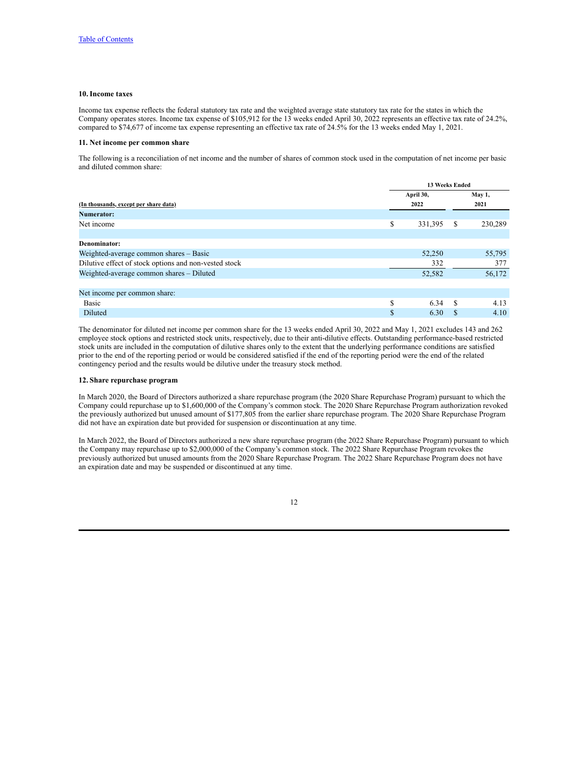### 10. Income taxes

Income tax expense reflects the federal statutory tax rate and the weighted average state statutory tax rate for the states in which the Company operates stores. Income tax expense of $105,912 for the 13 weeks ended April 30, 2022 represents an effective tax rate of 24.2%, compared to $74,677 of income tax expense representing an effective tax rate of 24.5% for the 13 weeks ended May 1, 2021.

### 11. Net income per common share

The following is a reconciliation of net income and the number of shares of common stock used in the computation of net income per basic and diluted common share:

| (In thousands, except per share data) | 13 Weeks Ended April 30, 2022 | 13 Weeks Ended May 1, 2021 |
|---|---|---|
| **Numerator:** | | |
| Net income | $ 331,395 | $ 230,289 |
| | | |
| **Denominator:** | | |
| Weighted-average common shares – Basic | 52,250 | 55,795 |
| Dilutive effect of stock options and non-vested stock | 332 | 377 |
| Weighted-average common shares – Diluted | 52,582 | 56,172 |
| | | |
| Net income per common share: | | |
| Basic | $ 6.34 | $ 4.13 |
| Diluted | $ 6.30 | $ 4.10 |

The denominator for diluted net income per common share for the 13 weeks ended April 30, 2022 and May 1, 2021 excludes 143 and 262 employee stock options and restricted stock units, respectively, due to their anti-dilutive effects. Outstanding performance-based restricted stock units are included in the computation of dilutive shares only to the extent that the underlying performance conditions are satisfied prior to the end of the reporting period or would be considered satisfied if the end of the reporting period were the end of the related contingency period and the results would be dilutive under the treasury stock method.

### 12. Share repurchase program

In March 2020, the Board of Directors authorized a share repurchase program (the 2020 Share Repurchase Program) pursuant to which the Company could repurchase up to $1,600,000 of the Company's common stock. The 2020 Share Repurchase Program authorization revoked the previously authorized but unused amount of $177,805 from the earlier share repurchase program. The 2020 Share Repurchase Program did not have an expiration date but provided for suspension or discontinuation at any time.

In March 2022, the Board of Directors authorized a new share repurchase program (the 2022 Share Repurchase Program) pursuant to which the Company may repurchase up to $2,000,000 of the Company's common stock. The 2022 Share Repurchase Program revokes the previously authorized but unused amounts from the 2020 Share Repurchase Program. The 2022 Share Repurchase Program does not have an expiration date and may be suspended or discontinued at any time.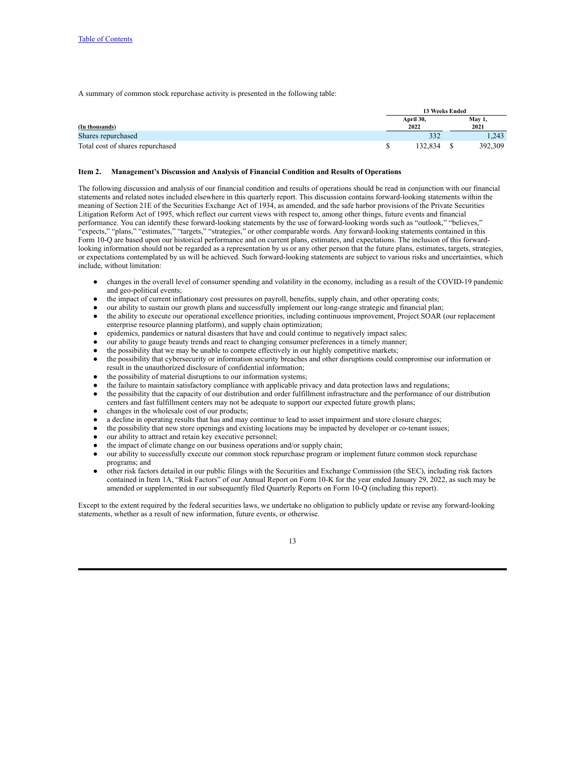A summary of common stock repurchase activity is presented in the following table:

| | 13 Weeks Ended | |
|---|---|---|
| (In thousands) | April 30, 2022 | May 1, 2021 |
| Shares repurchased | 332 | 1,243 |
| Total cost of shares repurchased | $ 132,834 | $ 392,309 |

**Item 2. Management's Discussion and Analysis of Financial Condition and Results of Operations**

The following discussion and analysis of our financial condition and results of operations should be read in conjunction with our financial statements and related notes included elsewhere in this quarterly report. This discussion contains forward-looking statements within the meaning of Section 21E of the Securities Exchange Act of 1934, as amended, and the safe harbor provisions of the Private Securities Litigation Reform Act of 1995, which reflect our current views with respect to, among other things, future events and financial performance. You can identify these forward-looking statements by the use of forward-looking words such as "outlook," "believes," "expects," "plans," "estimates," "targets," "strategies," or other comparable words. Any forward-looking statements contained in this Form 10-Q are based upon our historical performance and on current plans, estimates, and expectations. The inclusion of this forward-looking information should not be regarded as a representation by us or any other person that the future plans, estimates, targets, strategies, or expectations contemplated by us will be achieved. Such forward-looking statements are subject to various risks and uncertainties, which include, without limitation:

- changes in the overall level of consumer spending and volatility in the economy, including as a result of the COVID-19 pandemic and geo-political events;
- the impact of current inflationary cost pressures on payroll, benefits, supply chain, and other operating costs;
- our ability to sustain our growth plans and successfully implement our long-range strategic and financial plan;
- the ability to execute our operational excellence priorities, including continuous improvement, Project SOAR (our replacement enterprise resource planning platform), and supply chain optimization;
- epidemics, pandemics or natural disasters that have and could continue to negatively impact sales;
- our ability to gauge beauty trends and react to changing consumer preferences in a timely manner;
- the possibility that we may be unable to compete effectively in our highly competitive markets;
- the possibility that cybersecurity or information security breaches and other disruptions could compromise our information or result in the unauthorized disclosure of confidential information;
- the possibility of material disruptions to our information systems;
- the failure to maintain satisfactory compliance with applicable privacy and data protection laws and regulations;
- the possibility that the capacity of our distribution and order fulfillment infrastructure and the performance of our distribution centers and fast fulfillment centers may not be adequate to support our expected future growth plans;
- changes in the wholesale cost of our products;
- a decline in operating results that has and may continue to lead to asset impairment and store closure charges;
- the possibility that new store openings and existing locations may be impacted by developer or co-tenant issues;
- our ability to attract and retain key executive personnel;
- the impact of climate change on our business operations and/or supply chain;
- our ability to successfully execute our common stock repurchase program or implement future common stock repurchase programs; and
- other risk factors detailed in our public filings with the Securities and Exchange Commission (the SEC), including risk factors contained in Item 1A, "Risk Factors" of our Annual Report on Form 10-K for the year ended January 29, 2022, as such may be amended or supplemented in our subsequently filed Quarterly Reports on Form 10-Q (including this report).

Except to the extent required by the federal securities laws, we undertake no obligation to publicly update or revise any forward-looking statements, whether as a result of new information, future events, or otherwise.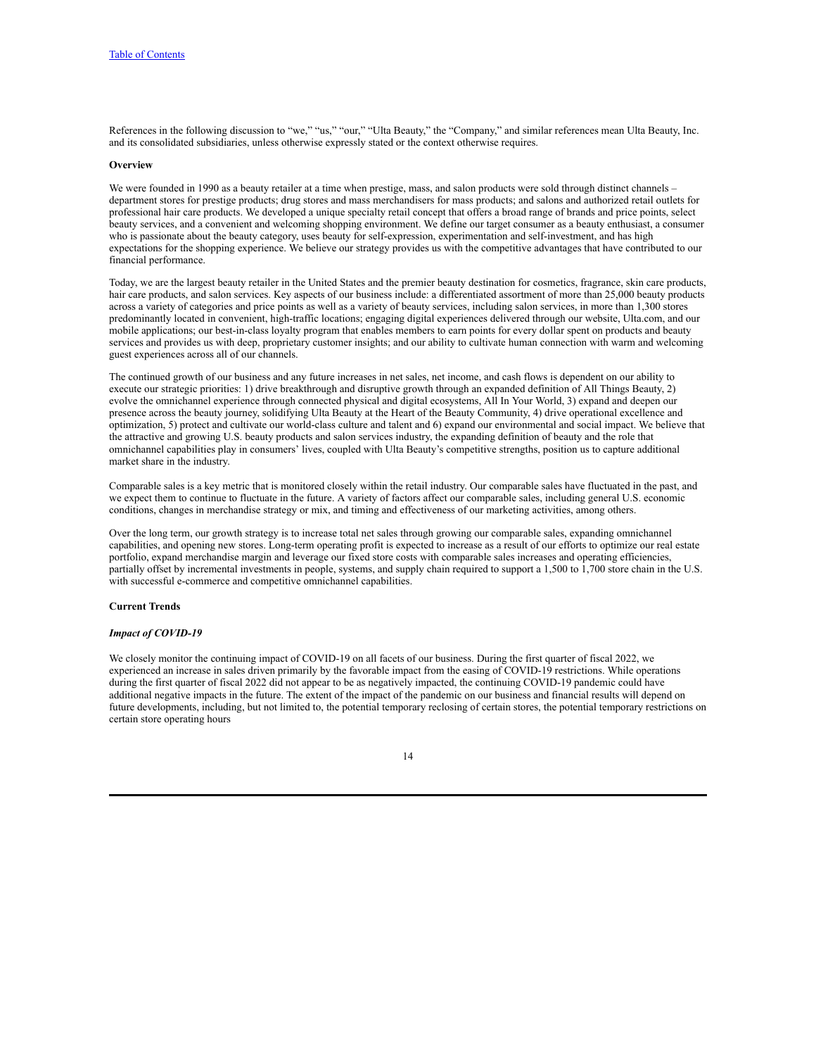References in the following discussion to "we," "us," "our," "Ulta Beauty," the "Company," and similar references mean Ulta Beauty, Inc. and its consolidated subsidiaries, unless otherwise expressly stated or the context otherwise requires.

**Overview**

We were founded in 1990 as a beauty retailer at a time when prestige, mass, and salon products were sold through distinct channels – department stores for prestige products; drug stores and mass merchandisers for mass products; and salons and authorized retail outlets for professional hair care products. We developed a unique specialty retail concept that offers a broad range of brands and price points, select beauty services, and a convenient and welcoming shopping environment. We define our target consumer as a beauty enthusiast, a consumer who is passionate about the beauty category, uses beauty for self-expression, experimentation and self-investment, and has high expectations for the shopping experience. We believe our strategy provides us with the competitive advantages that have contributed to our financial performance.

Today, we are the largest beauty retailer in the United States and the premier beauty destination for cosmetics, fragrance, skin care products, hair care products, and salon services. Key aspects of our business include: a differentiated assortment of more than 25,000 beauty products across a variety of categories and price points as well as a variety of beauty services, including salon services, in more than 1,300 stores predominantly located in convenient, high-traffic locations; engaging digital experiences delivered through our website, Ulta.com, and our mobile applications; our best-in-class loyalty program that enables members to earn points for every dollar spent on products and beauty services and provides us with deep, proprietary customer insights; and our ability to cultivate human connection with warm and welcoming guest experiences across all of our channels.

The continued growth of our business and any future increases in net sales, net income, and cash flows is dependent on our ability to execute our strategic priorities: 1) drive breakthrough and disruptive growth through an expanded definition of All Things Beauty, 2) evolve the omnichannel experience through connected physical and digital ecosystems, All In Your World, 3) expand and deepen our presence across the beauty journey, solidifying Ulta Beauty at the Heart of the Beauty Community, 4) drive operational excellence and optimization, 5) protect and cultivate our world-class culture and talent and 6) expand our environmental and social impact. We believe that the attractive and growing U.S. beauty products and salon services industry, the expanding definition of beauty and the role that omnichannel capabilities play in consumers' lives, coupled with Ulta Beauty's competitive strengths, position us to capture additional market share in the industry.

Comparable sales is a key metric that is monitored closely within the retail industry. Our comparable sales have fluctuated in the past, and we expect them to continue to fluctuate in the future. A variety of factors affect our comparable sales, including general U.S. economic conditions, changes in merchandise strategy or mix, and timing and effectiveness of our marketing activities, among others.

Over the long term, our growth strategy is to increase total net sales through growing our comparable sales, expanding omnichannel capabilities, and opening new stores. Long-term operating profit is expected to increase as a result of our efforts to optimize our real estate portfolio, expand merchandise margin and leverage our fixed store costs with comparable sales increases and operating efficiencies, partially offset by incremental investments in people, systems, and supply chain required to support a 1,500 to 1,700 store chain in the U.S. with successful e-commerce and competitive omnichannel capabilities.

**Current Trends**

***Impact of COVID-19***

We closely monitor the continuing impact of COVID-19 on all facets of our business. During the first quarter of fiscal 2022, we experienced an increase in sales driven primarily by the favorable impact from the easing of COVID-19 restrictions. While operations during the first quarter of fiscal 2022 did not appear to be as negatively impacted, the continuing COVID-19 pandemic could have additional negative impacts in the future. The extent of the impact of the pandemic on our business and financial results will depend on future developments, including, but not limited to, the potential temporary reclosing of certain stores, the potential temporary restrictions on certain store operating hours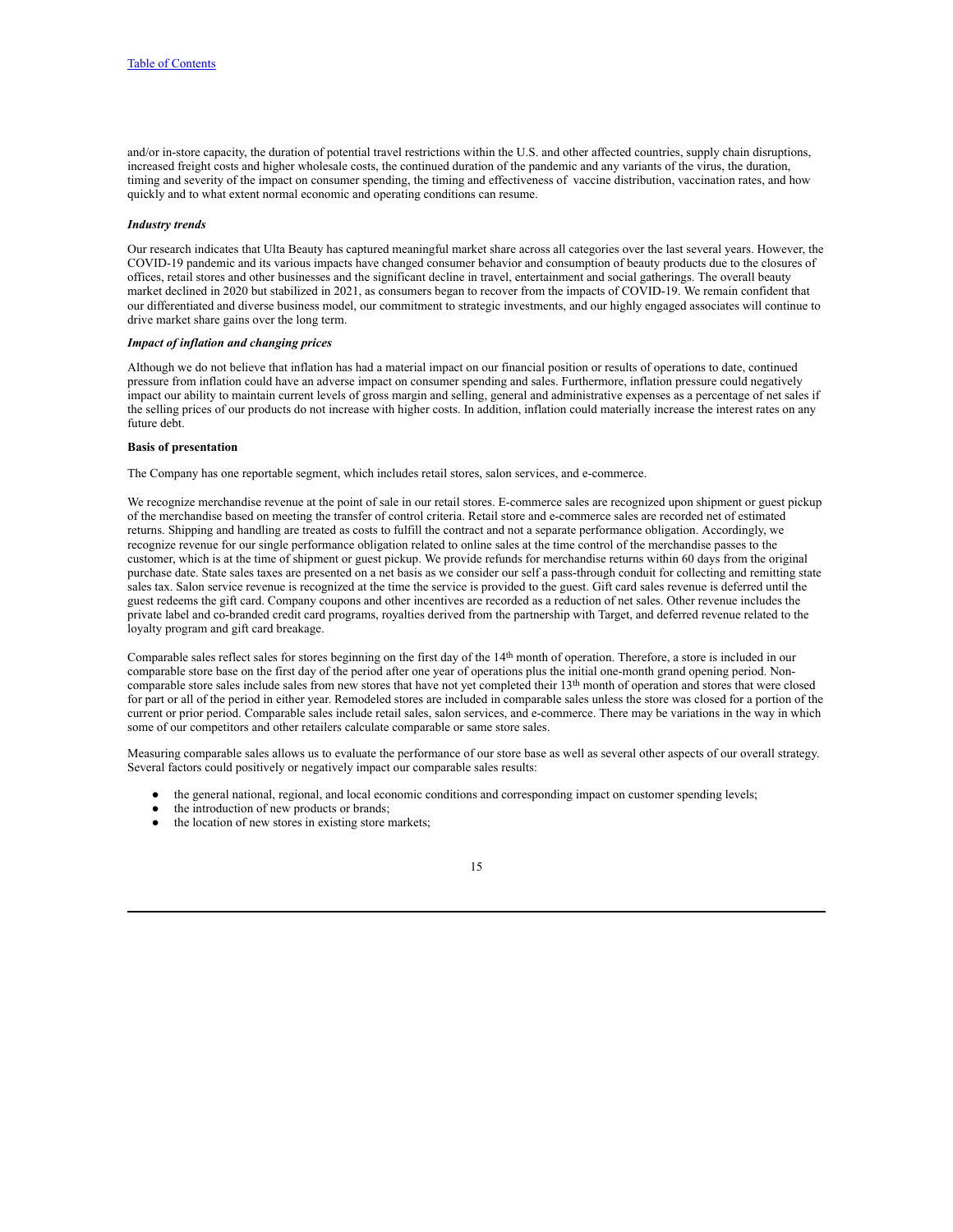and/or in-store capacity, the duration of potential travel restrictions within the U.S. and other affected countries, supply chain disruptions, increased freight costs and higher wholesale costs, the continued duration of the pandemic and any variants of the virus, the duration, timing and severity of the impact on consumer spending, the timing and effectiveness of vaccine distribution, vaccination rates, and how quickly and to what extent normal economic and operating conditions can resume.

***Industry trends***

Our research indicates that Ulta Beauty has captured meaningful market share across all categories over the last several years. However, the COVID-19 pandemic and its various impacts have changed consumer behavior and consumption of beauty products due to the closures of offices, retail stores and other businesses and the significant decline in travel, entertainment and social gatherings. The overall beauty market declined in 2020 but stabilized in 2021, as consumers began to recover from the impacts of COVID-19. We remain confident that our differentiated and diverse business model, our commitment to strategic investments, and our highly engaged associates will continue to drive market share gains over the long term.

***Impact of inflation and changing prices***

Although we do not believe that inflation has had a material impact on our financial position or results of operations to date, continued pressure from inflation could have an adverse impact on consumer spending and sales. Furthermore, inflation pressure could negatively impact our ability to maintain current levels of gross margin and selling, general and administrative expenses as a percentage of net sales if the selling prices of our products do not increase with higher costs. In addition, inflation could materially increase the interest rates on any future debt.

**Basis of presentation**

The Company has one reportable segment, which includes retail stores, salon services, and e-commerce.

We recognize merchandise revenue at the point of sale in our retail stores. E-commerce sales are recognized upon shipment or guest pickup of the merchandise based on meeting the transfer of control criteria. Retail store and e-commerce sales are recorded net of estimated returns. Shipping and handling are treated as costs to fulfill the contract and not a separate performance obligation. Accordingly, we recognize revenue for our single performance obligation related to online sales at the time control of the merchandise passes to the customer, which is at the time of shipment or guest pickup. We provide refunds for merchandise returns within 60 days from the original purchase date. State sales taxes are presented on a net basis as we consider our self a pass-through conduit for collecting and remitting state sales tax. Salon service revenue is recognized at the time the service is provided to the guest. Gift card sales revenue is deferred until the guest redeems the gift card. Company coupons and other incentives are recorded as a reduction of net sales. Other revenue includes the private label and co-branded credit card programs, royalties derived from the partnership with Target, and deferred revenue related to the loyalty program and gift card breakage.

Comparable sales reflect sales for stores beginning on the first day of the 14th month of operation. Therefore, a store is included in our comparable store base on the first day of the period after one year of operations plus the initial one-month grand opening period. Non-comparable store sales include sales from new stores that have not yet completed their 13th month of operation and stores that were closed for part or all of the period in either year. Remodeled stores are included in comparable sales unless the store was closed for a portion of the current or prior period. Comparable sales include retail sales, salon services, and e-commerce. There may be variations in the way in which some of our competitors and other retailers calculate comparable or same store sales.

Measuring comparable sales allows us to evaluate the performance of our store base as well as several other aspects of our overall strategy. Several factors could positively or negatively impact our comparable sales results:

- the general national, regional, and local economic conditions and corresponding impact on customer spending levels;
- the introduction of new products or brands;
- the location of new stores in existing store markets;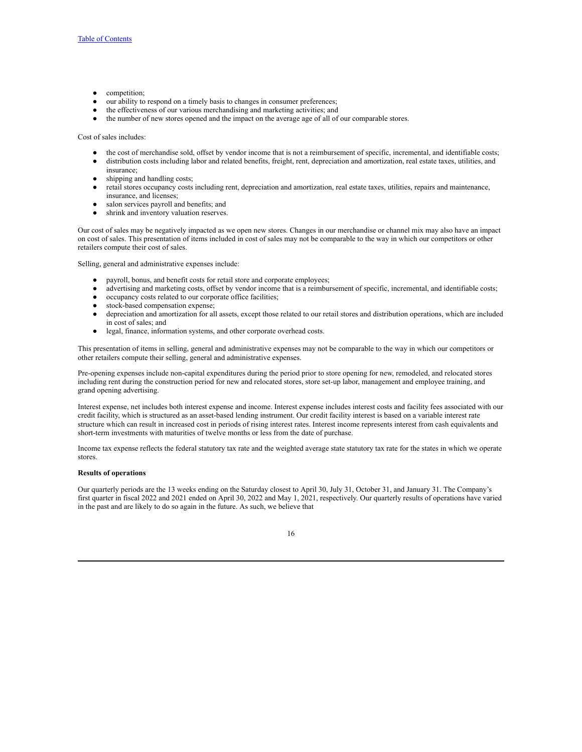- competition;
- our ability to respond on a timely basis to changes in consumer preferences;
- the effectiveness of our various merchandising and marketing activities; and
- the number of new stores opened and the impact on the average age of all of our comparable stores.

Cost of sales includes:

- the cost of merchandise sold, offset by vendor income that is not a reimbursement of specific, incremental, and identifiable costs;
- distribution costs including labor and related benefits, freight, rent, depreciation and amortization, real estate taxes, utilities, and insurance;
- shipping and handling costs;
- retail stores occupancy costs including rent, depreciation and amortization, real estate taxes, utilities, repairs and maintenance, insurance, and licenses;
- salon services payroll and benefits; and
- shrink and inventory valuation reserves.

Our cost of sales may be negatively impacted as we open new stores. Changes in our merchandise or channel mix may also have an impact on cost of sales. This presentation of items included in cost of sales may not be comparable to the way in which our competitors or other retailers compute their cost of sales.

Selling, general and administrative expenses include:

- payroll, bonus, and benefit costs for retail store and corporate employees;
- advertising and marketing costs, offset by vendor income that is a reimbursement of specific, incremental, and identifiable costs;
- occupancy costs related to our corporate office facilities;
- stock-based compensation expense;
- depreciation and amortization for all assets, except those related to our retail stores and distribution operations, which are included in cost of sales; and
- legal, finance, information systems, and other corporate overhead costs.

This presentation of items in selling, general and administrative expenses may not be comparable to the way in which our competitors or other retailers compute their selling, general and administrative expenses.

Pre-opening expenses include non-capital expenditures during the period prior to store opening for new, remodeled, and relocated stores including rent during the construction period for new and relocated stores, store set-up labor, management and employee training, and grand opening advertising.

Interest expense, net includes both interest expense and income. Interest expense includes interest costs and facility fees associated with our credit facility, which is structured as an asset-based lending instrument. Our credit facility interest is based on a variable interest rate structure which can result in increased cost in periods of rising interest rates. Interest income represents interest from cash equivalents and short-term investments with maturities of twelve months or less from the date of purchase.

Income tax expense reflects the federal statutory tax rate and the weighted average state statutory tax rate for the states in which we operate stores.

**Results of operations**

Our quarterly periods are the 13 weeks ending on the Saturday closest to April 30, July 31, October 31, and January 31. The Company's first quarter in fiscal 2022 and 2021 ended on April 30, 2022 and May 1, 2021, respectively. Our quarterly results of operations have varied in the past and are likely to do so again in the future. As such, we believe that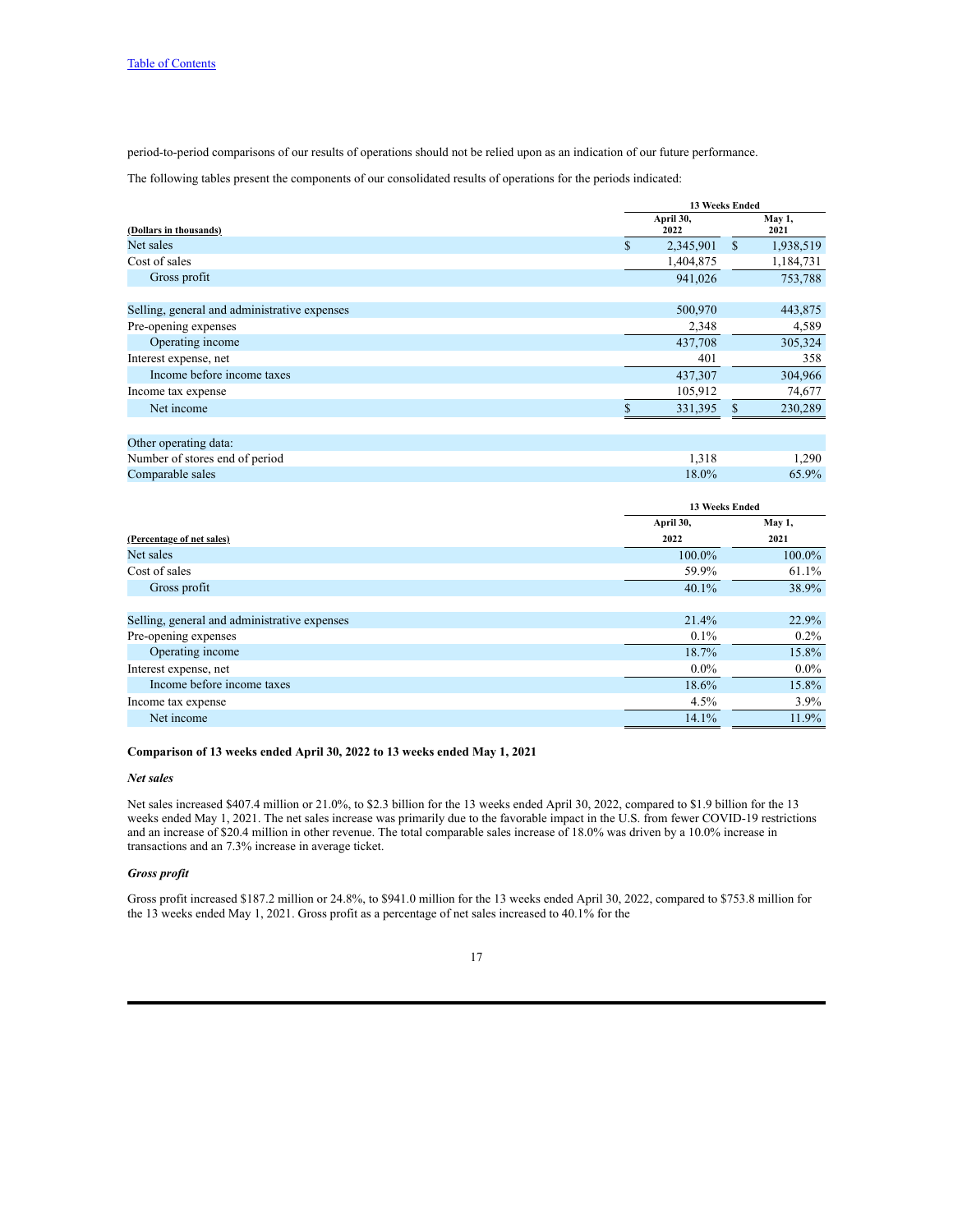period-to-period comparisons of our results of operations should not be relied upon as an indication of our future performance.

The following tables present the components of our consolidated results of operations for the periods indicated:

| (Dollars in thousands) | 13 Weeks Ended | |
|---|---|---|
| | April 30, 2022 | May 1, 2021 |
| Net sales | $ 2,345,901 | $ 1,938,519 |
| Cost of sales | 1,404,875 | 1,184,731 |
| Gross profit | 941,026 | 753,788 |
| | | |
| Selling, general and administrative expenses | 500,970 | 443,875 |
| Pre-opening expenses | 2,348 | 4,589 |
| Operating income | 437,708 | 305,324 |
| Interest expense, net | 401 | 358 |
| Income before income taxes | 437,307 | 304,966 |
| Income tax expense | 105,912 | 74,677 |
| Net income | $ 331,395 | $ 230,289 |
| | | |
| Other operating data: | | |
| Number of stores end of period | 1,318 | 1,290 |
| Comparable sales | 18.0% | 65.9% |

| (Percentage of net sales) | 13 Weeks Ended | |
|---|---|---|
| | April 30, 2022 | May 1, 2021 |
| Net sales | 100.0% | 100.0% |
| Cost of sales | 59.9% | 61.1% |
| Gross profit | 40.1% | 38.9% |
| | | |
| Selling, general and administrative expenses | 21.4% | 22.9% |
| Pre-opening expenses | 0.1% | 0.2% |
| Operating income | 18.7% | 15.8% |
| Interest expense, net | 0.0% | 0.0% |
| Income before income taxes | 18.6% | 15.8% |
| Income tax expense | 4.5% | 3.9% |
| Net income | 14.1% | 11.9% |

**Comparison of 13 weeks ended April 30, 2022 to 13 weeks ended May 1, 2021**

***Net sales***

Net sales increased $407.4 million or 21.0%, to $2.3 billion for the 13 weeks ended April 30, 2022, compared to $1.9 billion for the 13 weeks ended May 1, 2021. The net sales increase was primarily due to the favorable impact in the U.S. from fewer COVID-19 restrictions and an increase of $20.4 million in other revenue. The total comparable sales increase of 18.0% was driven by a 10.0% increase in transactions and an 7.3% increase in average ticket.

***Gross profit***

Gross profit increased $187.2 million or 24.8%, to $941.0 million for the 13 weeks ended April 30, 2022, compared to $753.8 million for the 13 weeks ended May 1, 2021. Gross profit as a percentage of net sales increased to 40.1% for the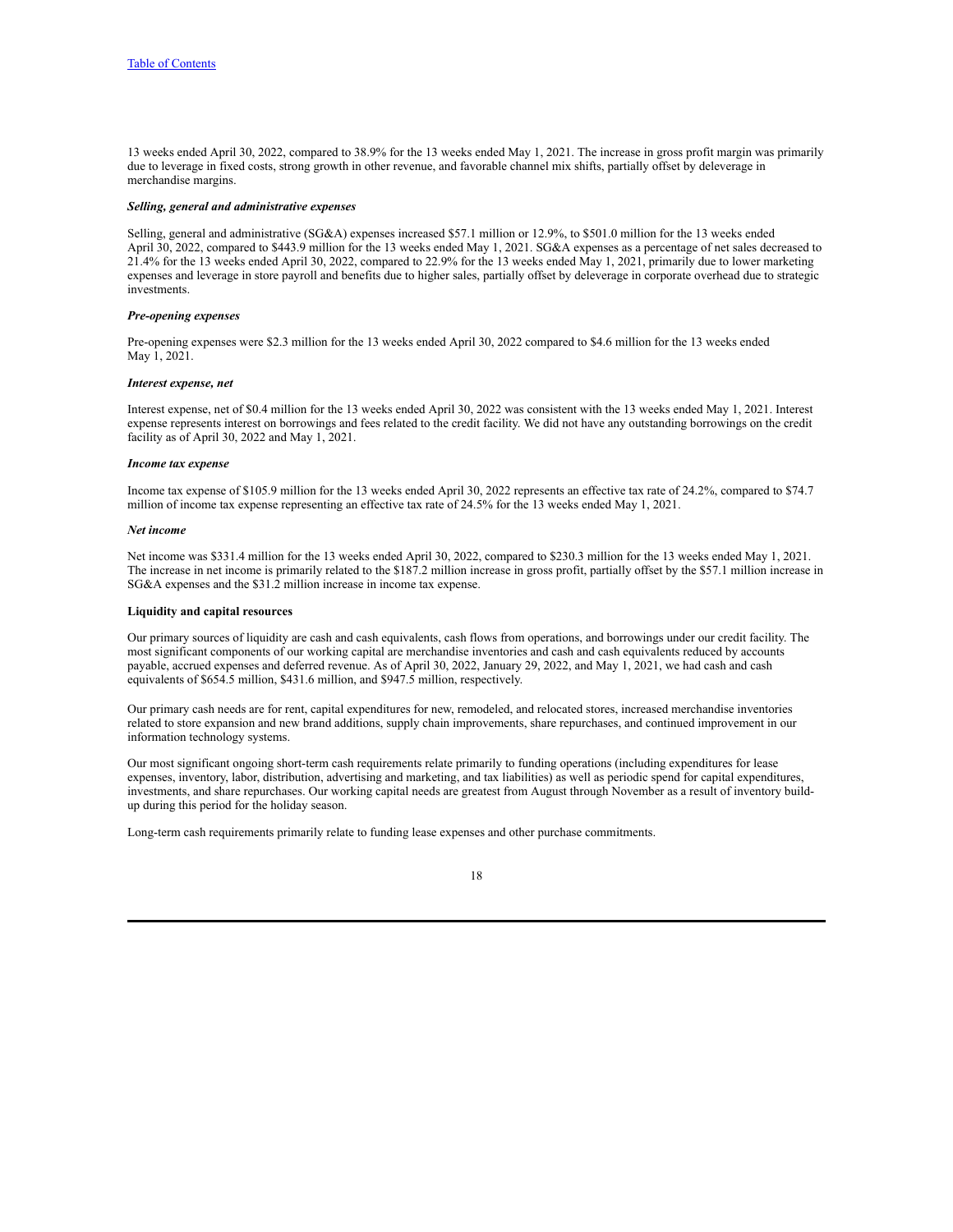13 weeks ended April 30, 2022, compared to 38.9% for the 13 weeks ended May 1, 2021. The increase in gross profit margin was primarily due to leverage in fixed costs, strong growth in other revenue, and favorable channel mix shifts, partially offset by deleverage in merchandise margins.

***Selling, general and administrative expenses***

Selling, general and administrative (SG&A) expenses increased $57.1 million or 12.9%, to $501.0 million for the 13 weeks ended April 30, 2022, compared to $443.9 million for the 13 weeks ended May 1, 2021. SG&A expenses as a percentage of net sales decreased to 21.4% for the 13 weeks ended April 30, 2022, compared to 22.9% for the 13 weeks ended May 1, 2021, primarily due to lower marketing expenses and leverage in store payroll and benefits due to higher sales, partially offset by deleverage in corporate overhead due to strategic investments.

***Pre-opening expenses***

Pre-opening expenses were $2.3 million for the 13 weeks ended April 30, 2022 compared to $4.6 million for the 13 weeks ended May 1, 2021.

***Interest expense, net***

Interest expense, net of $0.4 million for the 13 weeks ended April 30, 2022 was consistent with the 13 weeks ended May 1, 2021. Interest expense represents interest on borrowings and fees related to the credit facility. We did not have any outstanding borrowings on the credit facility as of April 30, 2022 and May 1, 2021.

***Income tax expense***

Income tax expense of $105.9 million for the 13 weeks ended April 30, 2022 represents an effective tax rate of 24.2%, compared to $74.7 million of income tax expense representing an effective tax rate of 24.5% for the 13 weeks ended May 1, 2021.

***Net income***

Net income was $331.4 million for the 13 weeks ended April 30, 2022, compared to $230.3 million for the 13 weeks ended May 1, 2021. The increase in net income is primarily related to the $187.2 million increase in gross profit, partially offset by the $57.1 million increase in SG&A expenses and the $31.2 million increase in income tax expense.

**Liquidity and capital resources**

Our primary sources of liquidity are cash and cash equivalents, cash flows from operations, and borrowings under our credit facility. The most significant components of our working capital are merchandise inventories and cash and cash equivalents reduced by accounts payable, accrued expenses and deferred revenue. As of April 30, 2022, January 29, 2022, and May 1, 2021, we had cash and cash equivalents of $654.5 million, $431.6 million, and $947.5 million, respectively.

Our primary cash needs are for rent, capital expenditures for new, remodeled, and relocated stores, increased merchandise inventories related to store expansion and new brand additions, supply chain improvements, share repurchases, and continued improvement in our information technology systems.

Our most significant ongoing short-term cash requirements relate primarily to funding operations (including expenditures for lease expenses, inventory, labor, distribution, advertising and marketing, and tax liabilities) as well as periodic spend for capital expenditures, investments, and share repurchases. Our working capital needs are greatest from August through November as a result of inventory build-up during this period for the holiday season.

Long-term cash requirements primarily relate to funding lease expenses and other purchase commitments.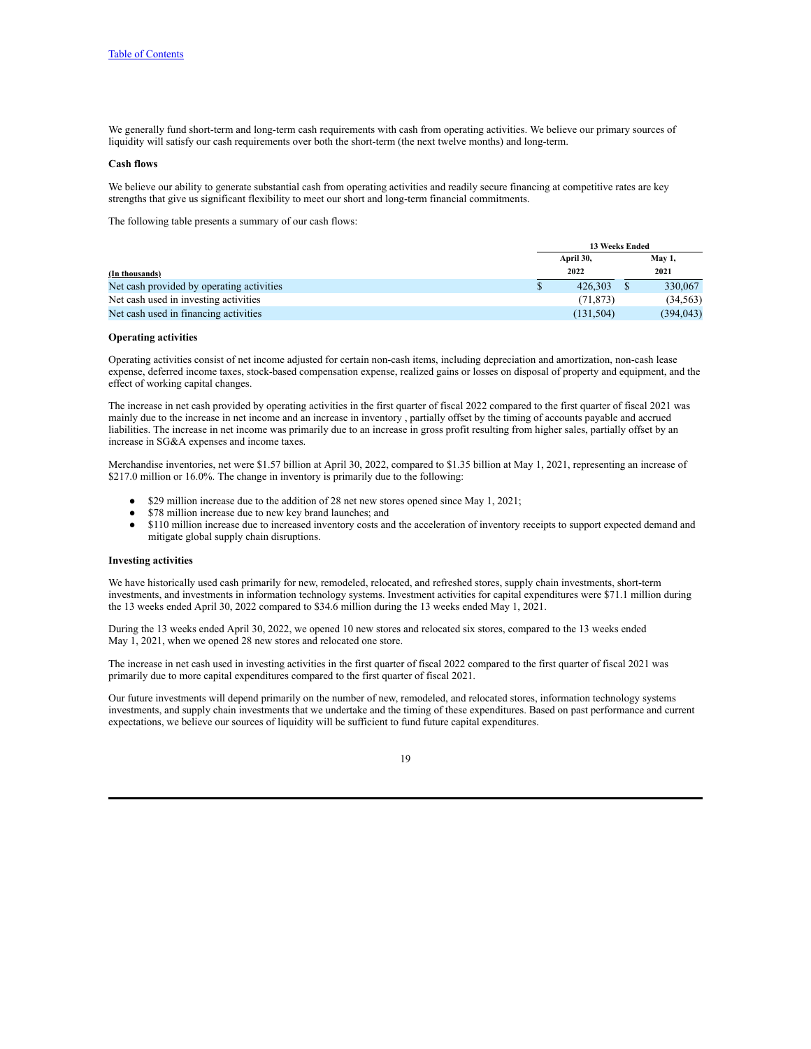We generally fund short-term and long-term cash requirements with cash from operating activities. We believe our primary sources of liquidity will satisfy our cash requirements over both the short-term (the next twelve months) and long-term.

**Cash flows**

We believe our ability to generate substantial cash from operating activities and readily secure financing at competitive rates are key strengths that give us significant flexibility to meet our short and long-term financial commitments.

The following table presents a summary of our cash flows:

| | 13 Weeks Ended | |
|---|---|---|
| (In thousands) | April 30, 2022 | May 1, 2021 |
| Net cash provided by operating activities | $ 426,303 | $ 330,067 |
| Net cash used in investing activities | (71,873) | (34,563) |
| Net cash used in financing activities | (131,504) | (394,043) |

**Operating activities**

Operating activities consist of net income adjusted for certain non-cash items, including depreciation and amortization, non-cash lease expense, deferred income taxes, stock-based compensation expense, realized gains or losses on disposal of property and equipment, and the effect of working capital changes.

The increase in net cash provided by operating activities in the first quarter of fiscal 2022 compared to the first quarter of fiscal 2021 was mainly due to the increase in net income and an increase in inventory , partially offset by the timing of accounts payable and accrued liabilities. The increase in net income was primarily due to an increase in gross profit resulting from higher sales, partially offset by an increase in SG&A expenses and income taxes.

Merchandise inventories, net were $1.57 billion at April 30, 2022, compared to $1.35 billion at May 1, 2021, representing an increase of $217.0 million or 16.0%. The change in inventory is primarily due to the following:

- $29 million increase due to the addition of 28 net new stores opened since May 1, 2021;
- $78 million increase due to new key brand launches; and
- $110 million increase due to increased inventory costs and the acceleration of inventory receipts to support expected demand and mitigate global supply chain disruptions.

**Investing activities**

We have historically used cash primarily for new, remodeled, relocated, and refreshed stores, supply chain investments, short-term investments, and investments in information technology systems. Investment activities for capital expenditures were $71.1 million during the 13 weeks ended April 30, 2022 compared to $34.6 million during the 13 weeks ended May 1, 2021.

During the 13 weeks ended April 30, 2022, we opened 10 new stores and relocated six stores, compared to the 13 weeks ended May 1, 2021, when we opened 28 new stores and relocated one store.

The increase in net cash used in investing activities in the first quarter of fiscal 2022 compared to the first quarter of fiscal 2021 was primarily due to more capital expenditures compared to the first quarter of fiscal 2021.

Our future investments will depend primarily on the number of new, remodeled, and relocated stores, information technology systems investments, and supply chain investments that we undertake and the timing of these expenditures. Based on past performance and current expectations, we believe our sources of liquidity will be sufficient to fund future capital expenditures.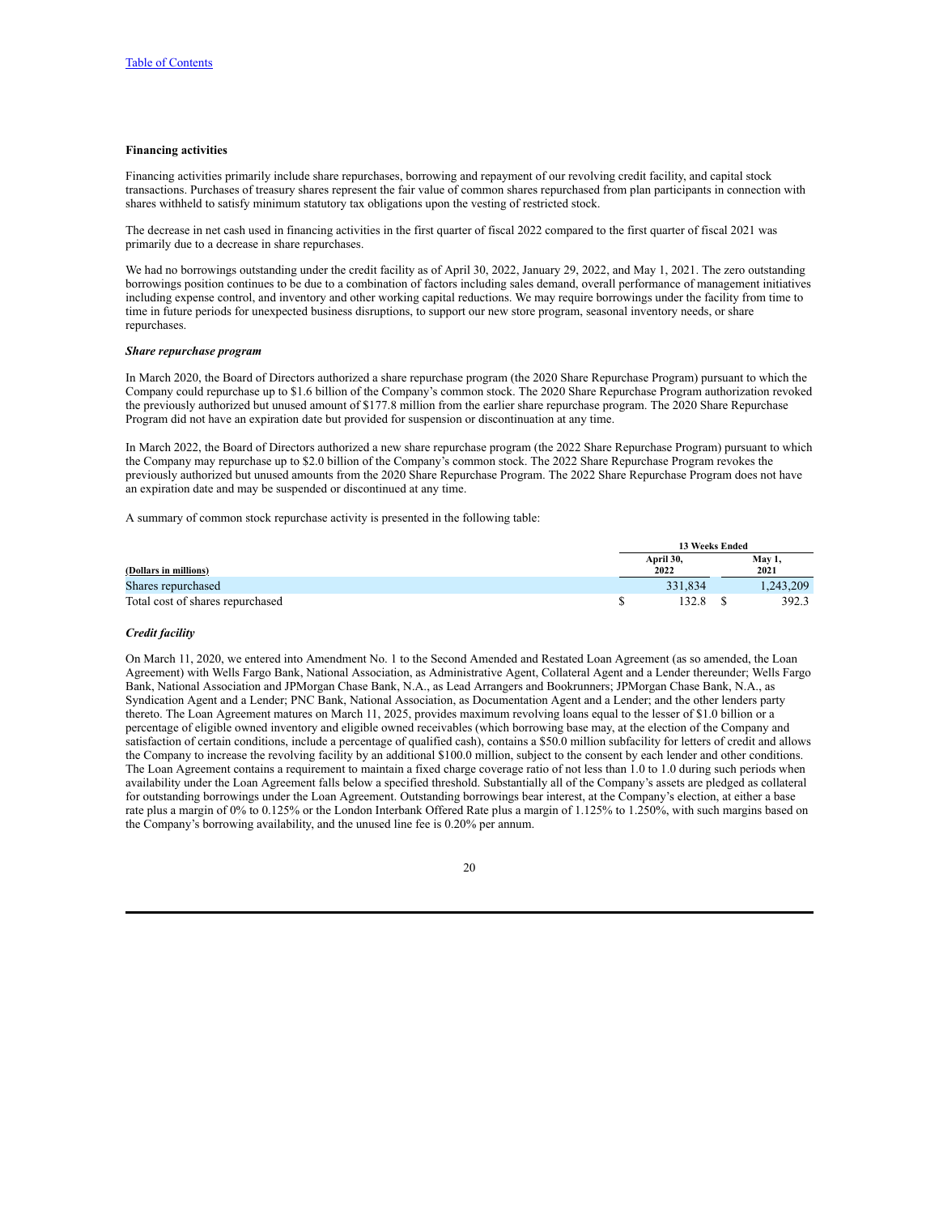**Financing activities**

Financing activities primarily include share repurchases, borrowing and repayment of our revolving credit facility, and capital stock transactions. Purchases of treasury shares represent the fair value of common shares repurchased from plan participants in connection with shares withheld to satisfy minimum statutory tax obligations upon the vesting of restricted stock.

The decrease in net cash used in financing activities in the first quarter of fiscal 2022 compared to the first quarter of fiscal 2021 was primarily due to a decrease in share repurchases.

We had no borrowings outstanding under the credit facility as of April 30, 2022, January 29, 2022, and May 1, 2021. The zero outstanding borrowings position continues to be due to a combination of factors including sales demand, overall performance of management initiatives including expense control, and inventory and other working capital reductions. We may require borrowings under the facility from time to time in future periods for unexpected business disruptions, to support our new store program, seasonal inventory needs, or share repurchases.

***Share repurchase program***

In March 2020, the Board of Directors authorized a share repurchase program (the 2020 Share Repurchase Program) pursuant to which the Company could repurchase up to $1.6 billion of the Company's common stock. The 2020 Share Repurchase Program authorization revoked the previously authorized but unused amount of $177.8 million from the earlier share repurchase program. The 2020 Share Repurchase Program did not have an expiration date but provided for suspension or discontinuation at any time.

In March 2022, the Board of Directors authorized a new share repurchase program (the 2022 Share Repurchase Program) pursuant to which the Company may repurchase up to $2.0 billion of the Company's common stock. The 2022 Share Repurchase Program revokes the previously authorized but unused amounts from the 2020 Share Repurchase Program. The 2022 Share Repurchase Program does not have an expiration date and may be suspended or discontinued at any time.

A summary of common stock repurchase activity is presented in the following table:

| | 13 Weeks Ended | |
|---|---|---|
| (Dollars in millions) | April 30, 2022 | May 1, 2021 |
| Shares repurchased | 331,834 | 1,243,209 |
| Total cost of shares repurchased | $ 132.8 | $ 392.3 |

***Credit facility***

On March 11, 2020, we entered into Amendment No. 1 to the Second Amended and Restated Loan Agreement (as so amended, the Loan Agreement) with Wells Fargo Bank, National Association, as Administrative Agent, Collateral Agent and a Lender thereunder; Wells Fargo Bank, National Association and JPMorgan Chase Bank, N.A., as Lead Arrangers and Bookrunners; JPMorgan Chase Bank, N.A., as Syndication Agent and a Lender; PNC Bank, National Association, as Documentation Agent and a Lender; and the other lenders party thereto. The Loan Agreement matures on March 11, 2025, provides maximum revolving loans equal to the lesser of $1.0 billion or a percentage of eligible owned inventory and eligible owned receivables (which borrowing base may, at the election of the Company and satisfaction of certain conditions, include a percentage of qualified cash), contains a $50.0 million subfacility for letters of credit and allows the Company to increase the revolving facility by an additional $100.0 million, subject to the consent by each lender and other conditions. The Loan Agreement contains a requirement to maintain a fixed charge coverage ratio of not less than 1.0 to 1.0 during such periods when availability under the Loan Agreement falls below a specified threshold. Substantially all of the Company's assets are pledged as collateral for outstanding borrowings under the Loan Agreement. Outstanding borrowings bear interest, at the Company's election, at either a base rate plus a margin of 0% to 0.125% or the London Interbank Offered Rate plus a margin of 1.125% to 1.250%, with such margins based on the Company's borrowing availability, and the unused line fee is 0.20% per annum.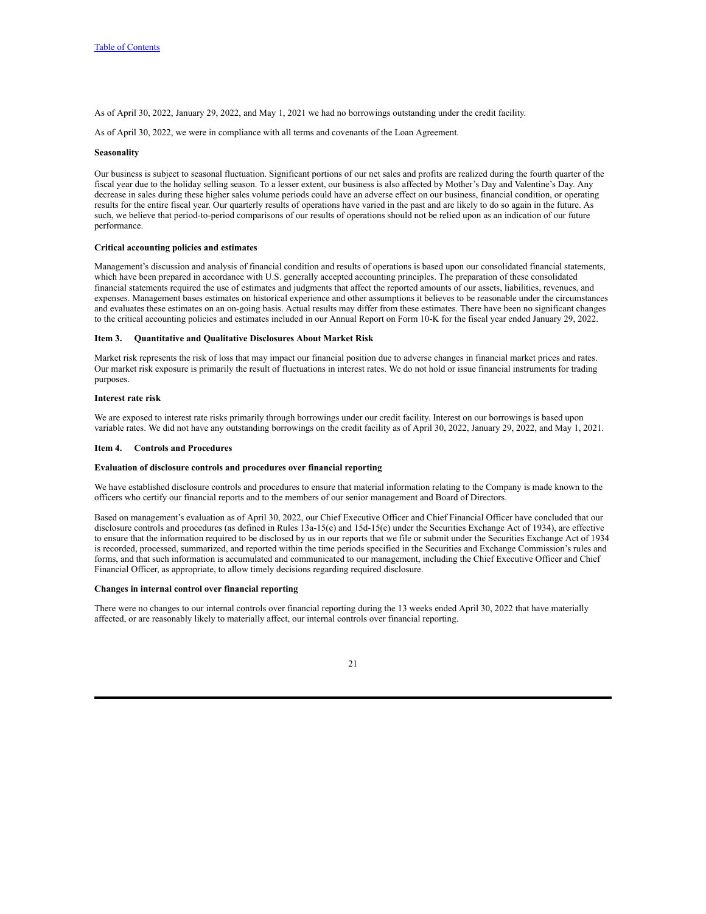As of April 30, 2022, January 29, 2022, and May 1, 2021 we had no borrowings outstanding under the credit facility.

As of April 30, 2022, we were in compliance with all terms and covenants of the Loan Agreement.

**Seasonality**

Our business is subject to seasonal fluctuation. Significant portions of our net sales and profits are realized during the fourth quarter of the fiscal year due to the holiday selling season. To a lesser extent, our business is also affected by Mother's Day and Valentine's Day. Any decrease in sales during these higher sales volume periods could have an adverse effect on our business, financial condition, or operating results for the entire fiscal year. Our quarterly results of operations have varied in the past and are likely to do so again in the future. As such, we believe that period-to-period comparisons of our results of operations should not be relied upon as an indication of our future performance.

**Critical accounting policies and estimates**

Management's discussion and analysis of financial condition and results of operations is based upon our consolidated financial statements, which have been prepared in accordance with U.S. generally accepted accounting principles. The preparation of these consolidated financial statements required the use of estimates and judgments that affect the reported amounts of our assets, liabilities, revenues, and expenses. Management bases estimates on historical experience and other assumptions it believes to be reasonable under the circumstances and evaluates these estimates on an on-going basis. Actual results may differ from these estimates. There have been no significant changes to the critical accounting policies and estimates included in our Annual Report on Form 10-K for the fiscal year ended January 29, 2022.

## Item 3. Quantitative and Qualitative Disclosures About Market Risk

Market risk represents the risk of loss that may impact our financial position due to adverse changes in financial market prices and rates. Our market risk exposure is primarily the result of fluctuations in interest rates. We do not hold or issue financial instruments for trading purposes.

**Interest rate risk**

We are exposed to interest rate risks primarily through borrowings under our credit facility. Interest on our borrowings is based upon variable rates. We did not have any outstanding borrowings on the credit facility as of April 30, 2022, January 29, 2022, and May 1, 2021.

## Item 4. Controls and Procedures

**Evaluation of disclosure controls and procedures over financial reporting**

We have established disclosure controls and procedures to ensure that material information relating to the Company is made known to the officers who certify our financial reports and to the members of our senior management and Board of Directors.

Based on management's evaluation as of April 30, 2022, our Chief Executive Officer and Chief Financial Officer have concluded that our disclosure controls and procedures (as defined in Rules 13a-15(e) and 15d-15(e) under the Securities Exchange Act of 1934), are effective to ensure that the information required to be disclosed by us in our reports that we file or submit under the Securities Exchange Act of 1934 is recorded, processed, summarized, and reported within the time periods specified in the Securities and Exchange Commission's rules and forms, and that such information is accumulated and communicated to our management, including the Chief Executive Officer and Chief Financial Officer, as appropriate, to allow timely decisions regarding required disclosure.

**Changes in internal control over financial reporting**

There were no changes to our internal controls over financial reporting during the 13 weeks ended April 30, 2022 that have materially affected, or are reasonably likely to materially affect, our internal controls over financial reporting.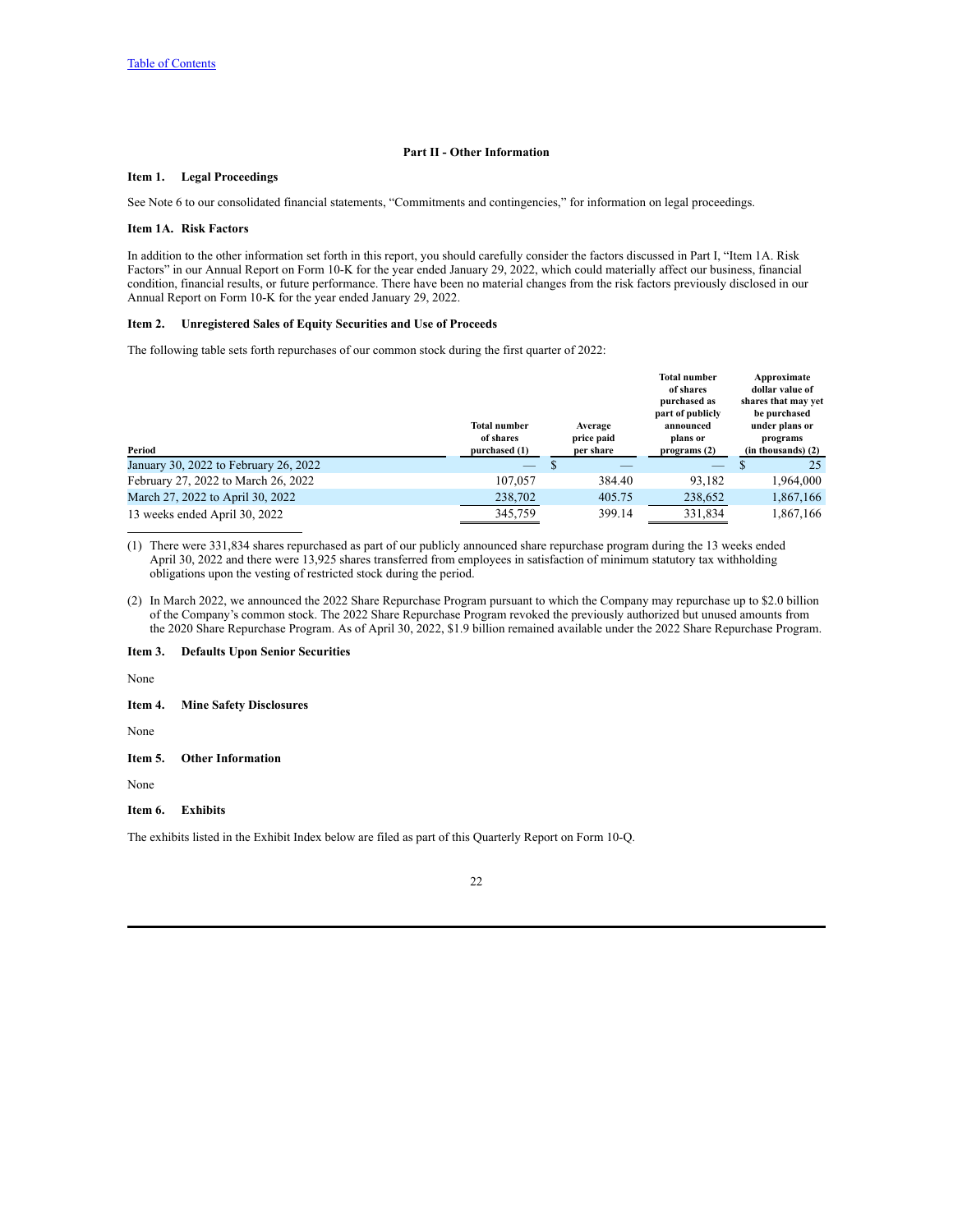[Table of Contents](#)

## Part II - Other Information

### Item 1. Legal Proceedings

See Note 6 to our consolidated financial statements, "Commitments and contingencies," for information on legal proceedings.

### Item 1A. Risk Factors

In addition to the other information set forth in this report, you should carefully consider the factors discussed in Part I, "Item 1A. Risk Factors" in our Annual Report on Form 10-K for the year ended January 29, 2022, which could materially affect our business, financial condition, financial results, or future performance. There have been no material changes from the risk factors previously disclosed in our Annual Report on Form 10-K for the year ended January 29, 2022.

### Item 2. Unregistered Sales of Equity Securities and Use of Proceeds

The following table sets forth repurchases of our common stock during the first quarter of 2022:

| Period | Total number of shares purchased (1) | Average price paid per share | Total number of shares purchased as part of publicly announced plans or programs (2) | Approximate dollar value of shares that may yet be purchased under plans or programs (in thousands) (2) |
|---|---|---|---|---|
| January 30, 2022 to February 26, 2022 | — | $ — | — | $ 25 |
| February 27, 2022 to March 26, 2022 | 107,057 | 384.40 | 93,182 | 1,964,000 |
| March 27, 2022 to April 30, 2022 | 238,702 | 405.75 | 238,652 | 1,867,166 |
| 13 weeks ended April 30, 2022 | 345,759 | 399.14 | 331,834 | 1,867,166 |

(1) There were 331,834 shares repurchased as part of our publicly announced share repurchase program during the 13 weeks ended April 30, 2022 and there were 13,925 shares transferred from employees in satisfaction of minimum statutory tax withholding obligations upon the vesting of restricted stock during the period.

(2) In March 2022, we announced the 2022 Share Repurchase Program pursuant to which the Company may repurchase up to $2.0 billion of the Company's common stock. The 2022 Share Repurchase Program revoked the previously authorized but unused amounts from the 2020 Share Repurchase Program. As of April 30, 2022, $1.9 billion remained available under the 2022 Share Repurchase Program.

### Item 3. Defaults Upon Senior Securities

None

### Item 4. Mine Safety Disclosures

None

### Item 5. Other Information

None

### Item 6. Exhibits

The exhibits listed in the Exhibit Index below are filed as part of this Quarterly Report on Form 10-Q.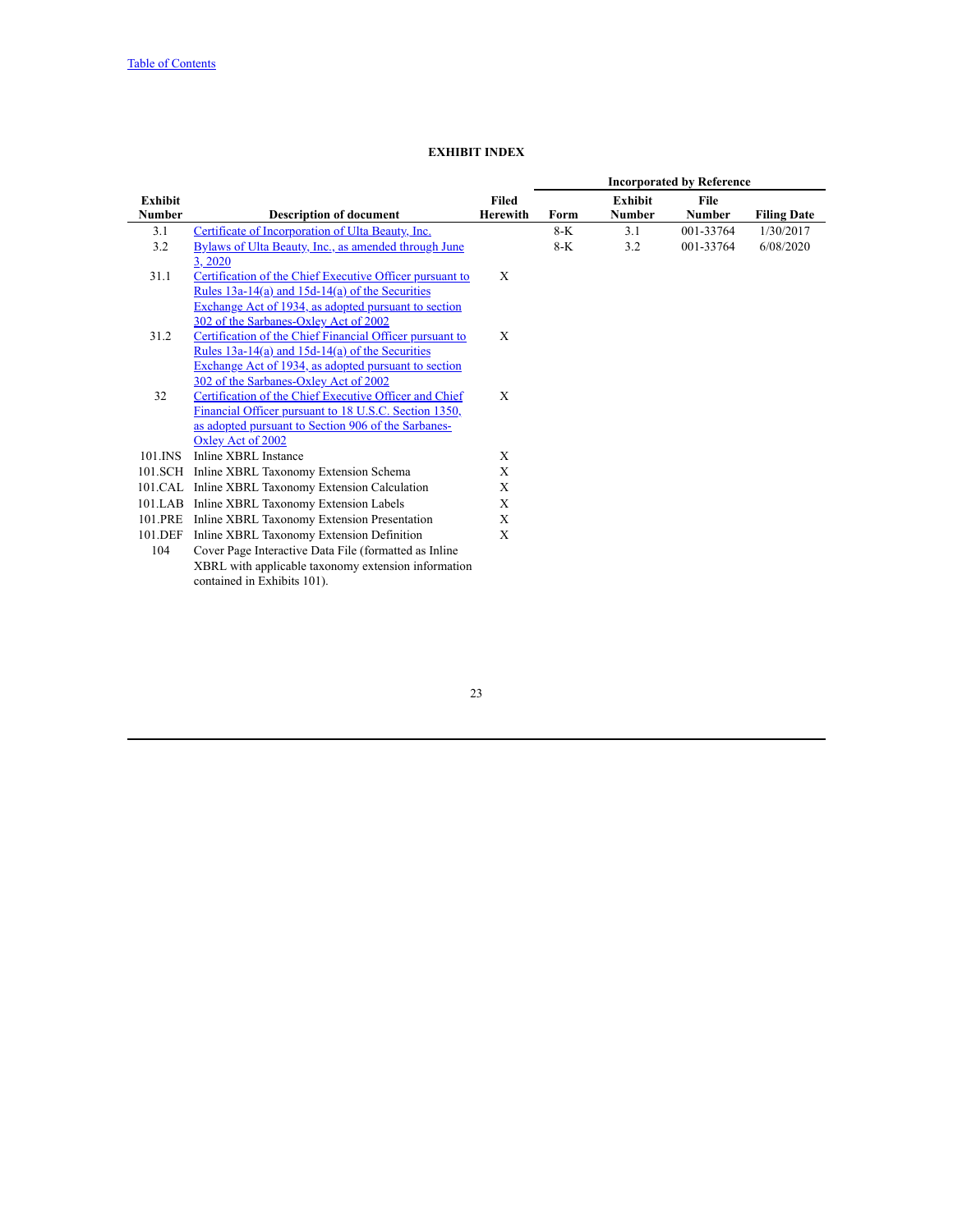[Table of Contents]

## EXHIBIT INDEX

| Exhibit Number | Description of document | Filed Herewith | Incorporated by Reference | | | |
|---|---|---|---|---|---|---|
| | | | Form | Exhibit Number | File Number | Filing Date |
| 3.1 | Certificate of Incorporation of Ulta Beauty, Inc. | | 8-K | 3.1 | 001-33764 | 1/30/2017 |
| 3.2 | Bylaws of Ulta Beauty, Inc., as amended through June 3, 2020 | | 8-K | 3.2 | 001-33764 | 6/08/2020 |
| 31.1 | Certification of the Chief Executive Officer pursuant to Rules 13a-14(a) and 15d-14(a) of the Securities Exchange Act of 1934, as adopted pursuant to section 302 of the Sarbanes-Oxley Act of 2002 | X | | | | |
| 31.2 | Certification of the Chief Financial Officer pursuant to Rules 13a-14(a) and 15d-14(a) of the Securities Exchange Act of 1934, as adopted pursuant to section 302 of the Sarbanes-Oxley Act of 2002 | X | | | | |
| 32 | Certification of the Chief Executive Officer and Chief Financial Officer pursuant to 18 U.S.C. Section 1350, as adopted pursuant to Section 906 of the Sarbanes-Oxley Act of 2002 | X | | | | |
| 101.INS | Inline XBRL Instance | X | | | | |
| 101.SCH | Inline XBRL Taxonomy Extension Schema | X | | | | |
| 101.CAL | Inline XBRL Taxonomy Extension Calculation | X | | | | |
| 101.LAB | Inline XBRL Taxonomy Extension Labels | X | | | | |
| 101.PRE | Inline XBRL Taxonomy Extension Presentation | X | | | | |
| 101.DEF | Inline XBRL Taxonomy Extension Definition | X | | | | |
| 104 | Cover Page Interactive Data File (formatted as Inline XBRL with applicable taxonomy extension information contained in Exhibits 101). | | | | | |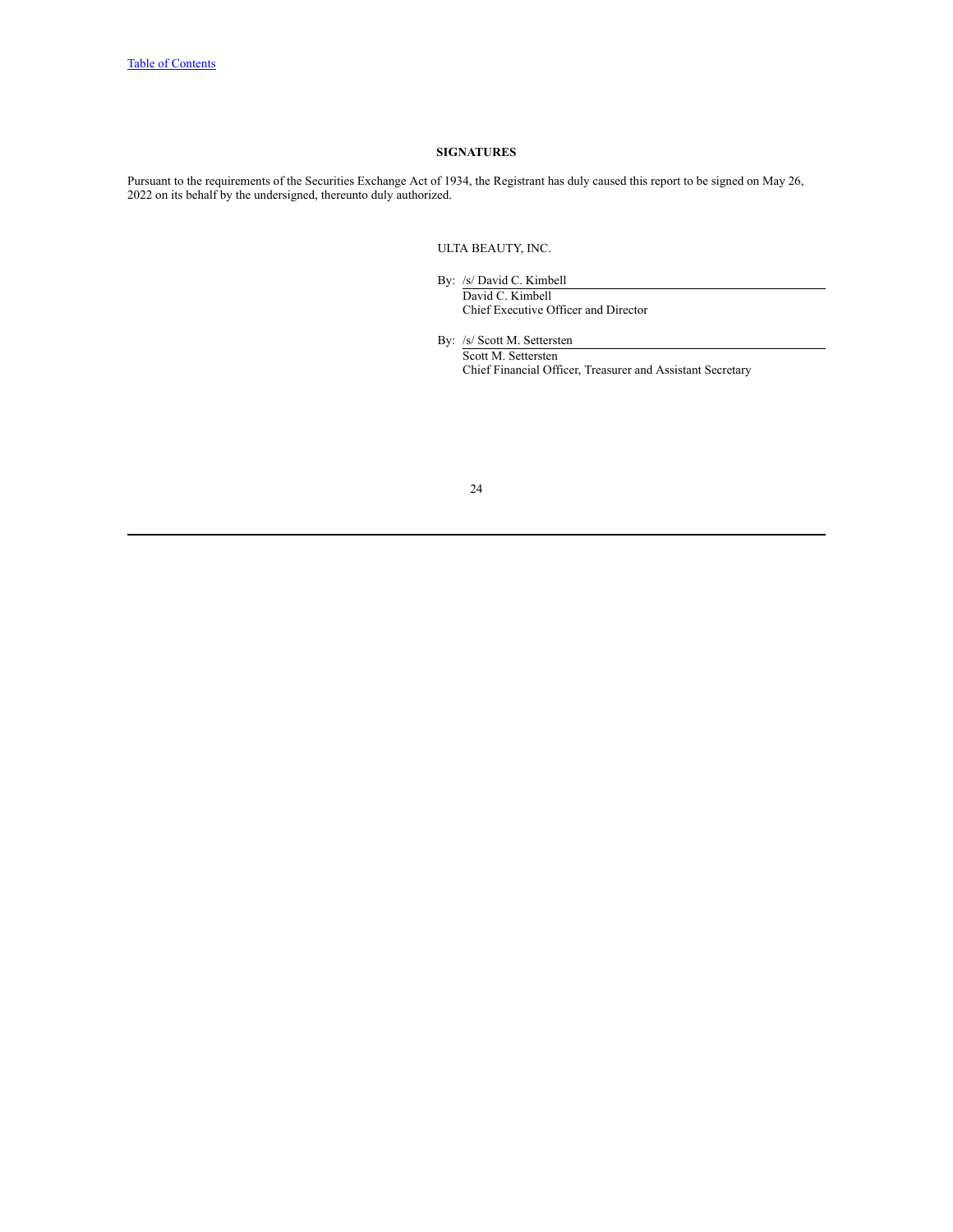## SIGNATURES

Pursuant to the requirements of the Securities Exchange Act of 1934, the Registrant has duly caused this report to be signed on May 26, 2022 on its behalf by the undersigned, thereunto duly authorized.

ULTA BEAUTY, INC.

By: /s/ David C. Kimbell
David C. Kimbell
Chief Executive Officer and Director

By: /s/ Scott M. Settersten
Scott M. Settersten
Chief Financial Officer, Treasurer and Assistant Secretary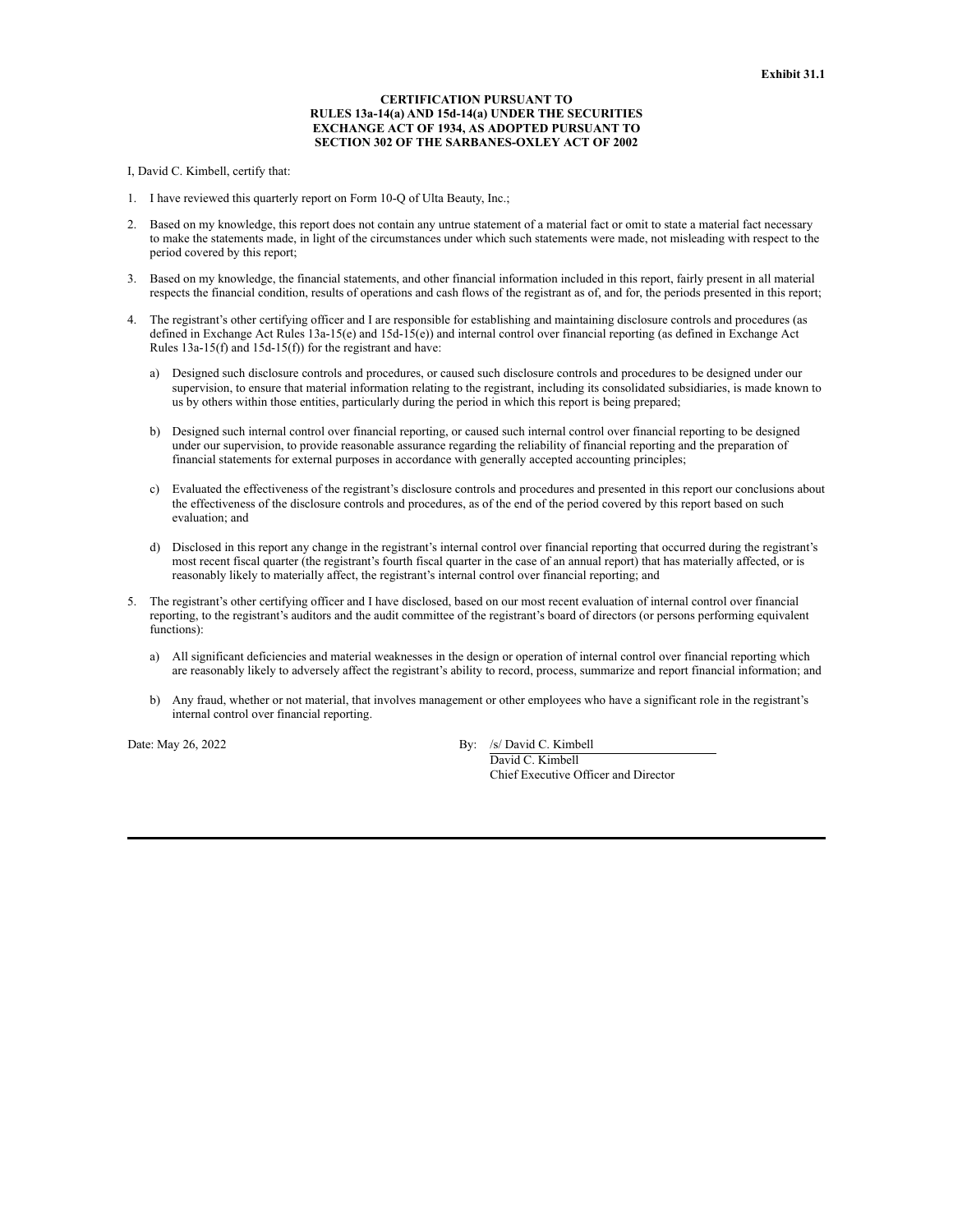**Exhibit 31.1**

**CERTIFICATION PURSUANT TO RULES 13a-14(a) AND 15d-14(a) UNDER THE SECURITIES EXCHANGE ACT OF 1934, AS ADOPTED PURSUANT TO SECTION 302 OF THE SARBANES-OXLEY ACT OF 2002**

I, David C. Kimbell, certify that:

1. I have reviewed this quarterly report on Form 10-Q of Ulta Beauty, Inc.;

2. Based on my knowledge, this report does not contain any untrue statement of a material fact or omit to state a material fact necessary to make the statements made, in light of the circumstances under which such statements were made, not misleading with respect to the period covered by this report;

3. Based on my knowledge, the financial statements, and other financial information included in this report, fairly present in all material respects the financial condition, results of operations and cash flows of the registrant as of, and for, the periods presented in this report;

4. The registrant's other certifying officer and I are responsible for establishing and maintaining disclosure controls and procedures (as defined in Exchange Act Rules 13a-15(e) and 15d-15(e)) and internal control over financial reporting (as defined in Exchange Act Rules 13a-15(f) and 15d-15(f)) for the registrant and have:

   a) Designed such disclosure controls and procedures, or caused such disclosure controls and procedures to be designed under our supervision, to ensure that material information relating to the registrant, including its consolidated subsidiaries, is made known to us by others within those entities, particularly during the period in which this report is being prepared;

   b) Designed such internal control over financial reporting, or caused such internal control over financial reporting to be designed under our supervision, to provide reasonable assurance regarding the reliability of financial reporting and the preparation of financial statements for external purposes in accordance with generally accepted accounting principles;

   c) Evaluated the effectiveness of the registrant's disclosure controls and procedures and presented in this report our conclusions about the effectiveness of the disclosure controls and procedures, as of the end of the period covered by this report based on such evaluation; and

   d) Disclosed in this report any change in the registrant's internal control over financial reporting that occurred during the registrant's most recent fiscal quarter (the registrant's fourth fiscal quarter in the case of an annual report) that has materially affected, or is reasonably likely to materially affect, the registrant's internal control over financial reporting; and

5. The registrant's other certifying officer and I have disclosed, based on our most recent evaluation of internal control over financial reporting, to the registrant's auditors and the audit committee of the registrant's board of directors (or persons performing equivalent functions):

   a) All significant deficiencies and material weaknesses in the design or operation of internal control over financial reporting which are reasonably likely to adversely affect the registrant's ability to record, process, summarize and report financial information; and

   b) Any fraud, whether or not material, that involves management or other employees who have a significant role in the registrant's internal control over financial reporting.

Date: May 26, 2022

By: /s/ David C. Kimbell
David C. Kimbell
Chief Executive Officer and Director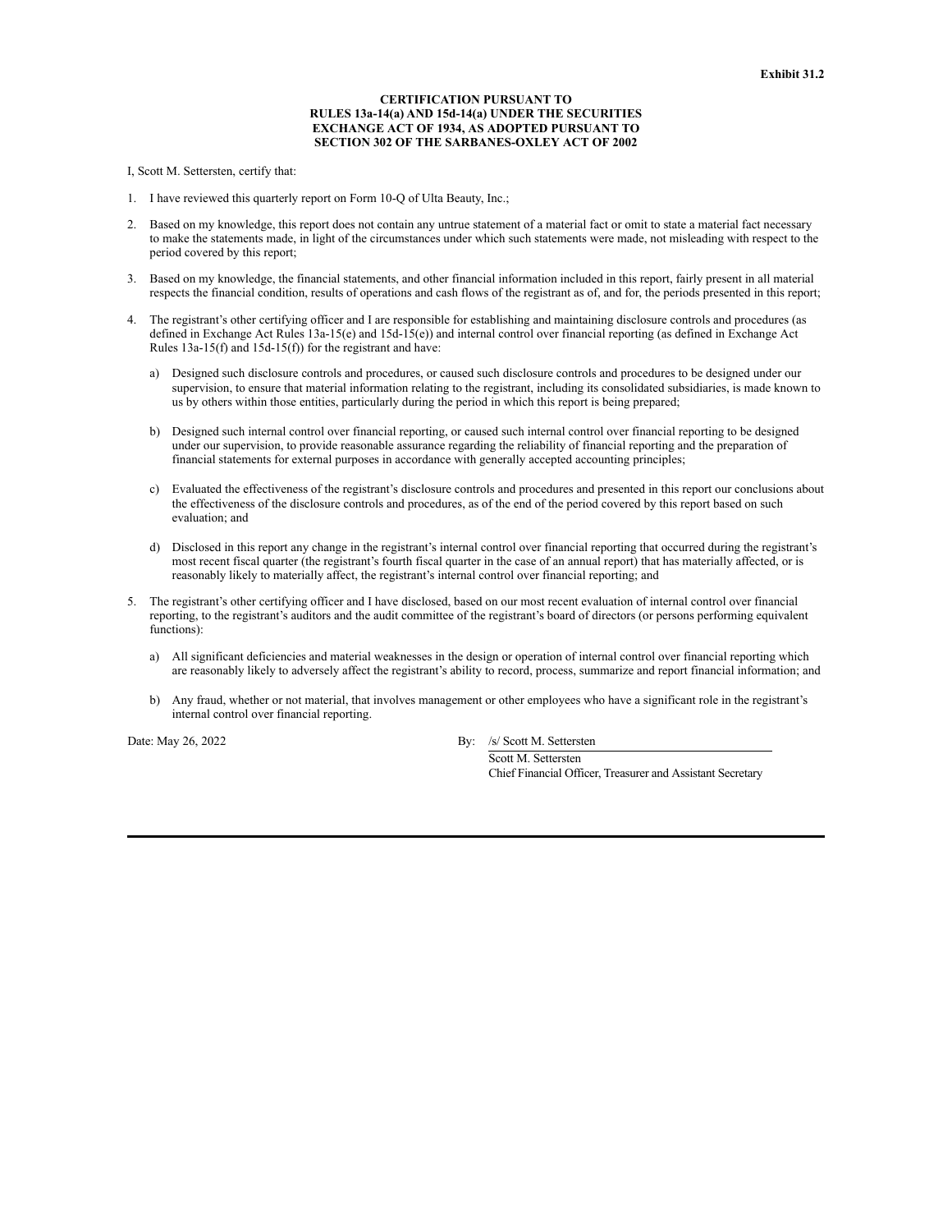**Exhibit 31.2**

**CERTIFICATION PURSUANT TO RULES 13a-14(a) AND 15d-14(a) UNDER THE SECURITIES EXCHANGE ACT OF 1934, AS ADOPTED PURSUANT TO SECTION 302 OF THE SARBANES-OXLEY ACT OF 2002**

I, Scott M. Settersten, certify that:

1. I have reviewed this quarterly report on Form 10-Q of Ulta Beauty, Inc.;
2. Based on my knowledge, this report does not contain any untrue statement of a material fact or omit to state a material fact necessary to make the statements made, in light of the circumstances under which such statements were made, not misleading with respect to the period covered by this report;
3. Based on my knowledge, the financial statements, and other financial information included in this report, fairly present in all material respects the financial condition, results of operations and cash flows of the registrant as of, and for, the periods presented in this report;
4. The registrant's other certifying officer and I are responsible for establishing and maintaining disclosure controls and procedures (as defined in Exchange Act Rules 13a-15(e) and 15d-15(e)) and internal control over financial reporting (as defined in Exchange Act Rules 13a-15(f) and 15d-15(f)) for the registrant and have:
   a) Designed such disclosure controls and procedures, or caused such disclosure controls and procedures to be designed under our supervision, to ensure that material information relating to the registrant, including its consolidated subsidiaries, is made known to us by others within those entities, particularly during the period in which this report is being prepared;
   b) Designed such internal control over financial reporting, or caused such internal control over financial reporting to be designed under our supervision, to provide reasonable assurance regarding the reliability of financial reporting and the preparation of financial statements for external purposes in accordance with generally accepted accounting principles;
   c) Evaluated the effectiveness of the registrant's disclosure controls and procedures and presented in this report our conclusions about the effectiveness of the disclosure controls and procedures, as of the end of the period covered by this report based on such evaluation; and
   d) Disclosed in this report any change in the registrant's internal control over financial reporting that occurred during the registrant's most recent fiscal quarter (the registrant's fourth fiscal quarter in the case of an annual report) that has materially affected, or is reasonably likely to materially affect, the registrant's internal control over financial reporting; and
5. The registrant's other certifying officer and I have disclosed, based on our most recent evaluation of internal control over financial reporting, to the registrant's auditors and the audit committee of the registrant's board of directors (or persons performing equivalent functions):
   a) All significant deficiencies and material weaknesses in the design or operation of internal control over financial reporting which are reasonably likely to adversely affect the registrant's ability to record, process, summarize and report financial information; and
   b) Any fraud, whether or not material, that involves management or other employees who have a significant role in the registrant's internal control over financial reporting.

Date: May 26, 2022

By: /s/ Scott M. Settersten
Scott M. Settersten
Chief Financial Officer, Treasurer and Assistant Secretary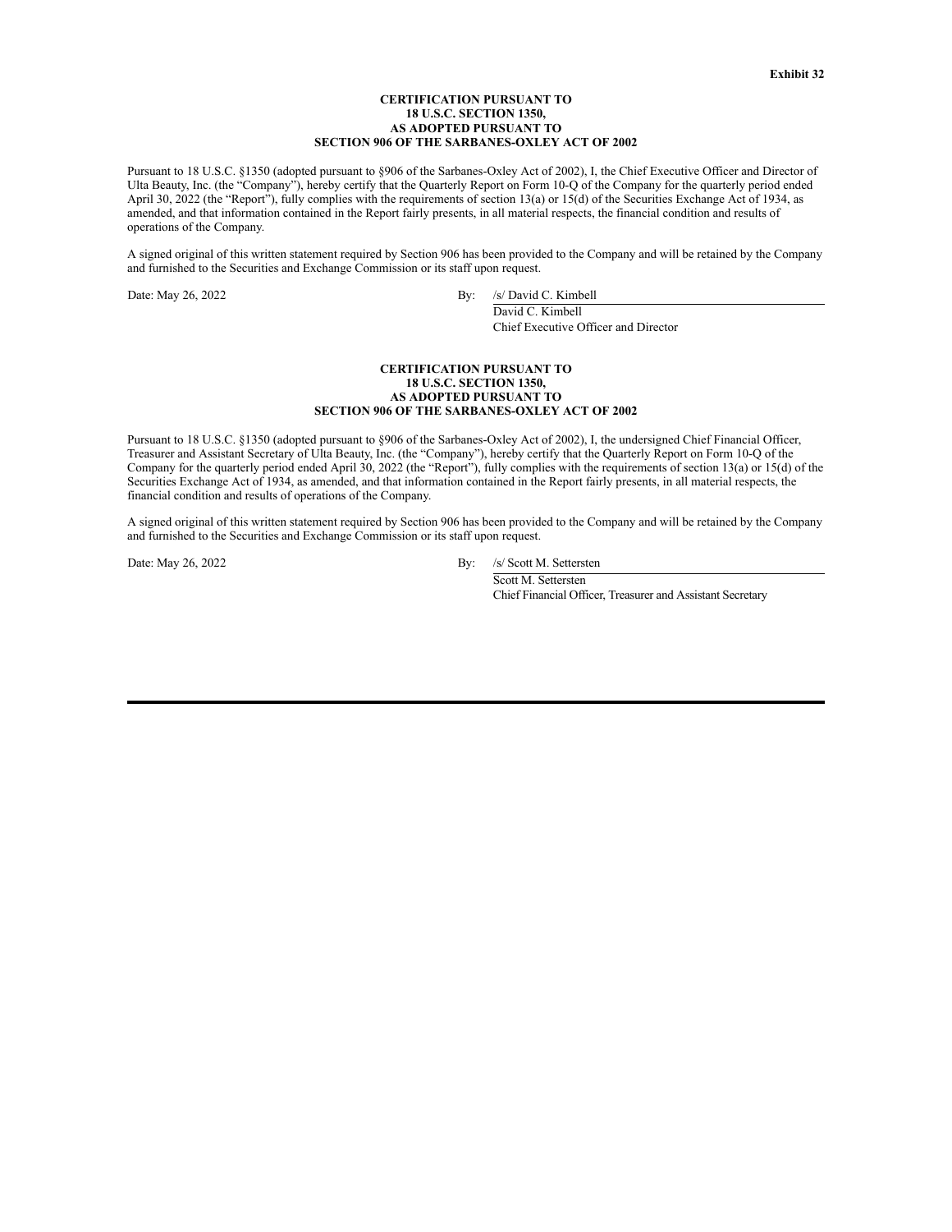**Exhibit 32**

**CERTIFICATION PURSUANT TO 18 U.S.C. SECTION 1350, AS ADOPTED PURSUANT TO SECTION 906 OF THE SARBANES-OXLEY ACT OF 2002**

Pursuant to 18 U.S.C. §1350 (adopted pursuant to §906 of the Sarbanes-Oxley Act of 2002), I, the Chief Executive Officer and Director of Ulta Beauty, Inc. (the "Company"), hereby certify that the Quarterly Report on Form 10-Q of the Company for the quarterly period ended April 30, 2022 (the "Report"), fully complies with the requirements of section 13(a) or 15(d) of the Securities Exchange Act of 1934, as amended, and that information contained in the Report fairly presents, in all material respects, the financial condition and results of operations of the Company.

A signed original of this written statement required by Section 906 has been provided to the Company and will be retained by the Company and furnished to the Securities and Exchange Commission or its staff upon request.

Date: May 26, 2022

By: /s/ David C. Kimbell
David C. Kimbell
Chief Executive Officer and Director

**CERTIFICATION PURSUANT TO 18 U.S.C. SECTION 1350, AS ADOPTED PURSUANT TO SECTION 906 OF THE SARBANES-OXLEY ACT OF 2002**

Pursuant to 18 U.S.C. §1350 (adopted pursuant to §906 of the Sarbanes-Oxley Act of 2002), I, the undersigned Chief Financial Officer, Treasurer and Assistant Secretary of Ulta Beauty, Inc. (the "Company"), hereby certify that the Quarterly Report on Form 10-Q of the Company for the quarterly period ended April 30, 2022 (the "Report"), fully complies with the requirements of section 13(a) or 15(d) of the Securities Exchange Act of 1934, as amended, and that information contained in the Report fairly presents, in all material respects, the financial condition and results of operations of the Company.

A signed original of this written statement required by Section 906 has been provided to the Company and will be retained by the Company and furnished to the Securities and Exchange Commission or its staff upon request.

Date: May 26, 2022

By: /s/ Scott M. Settersten
Scott M. Settersten
Chief Financial Officer, Treasurer and Assistant Secretary